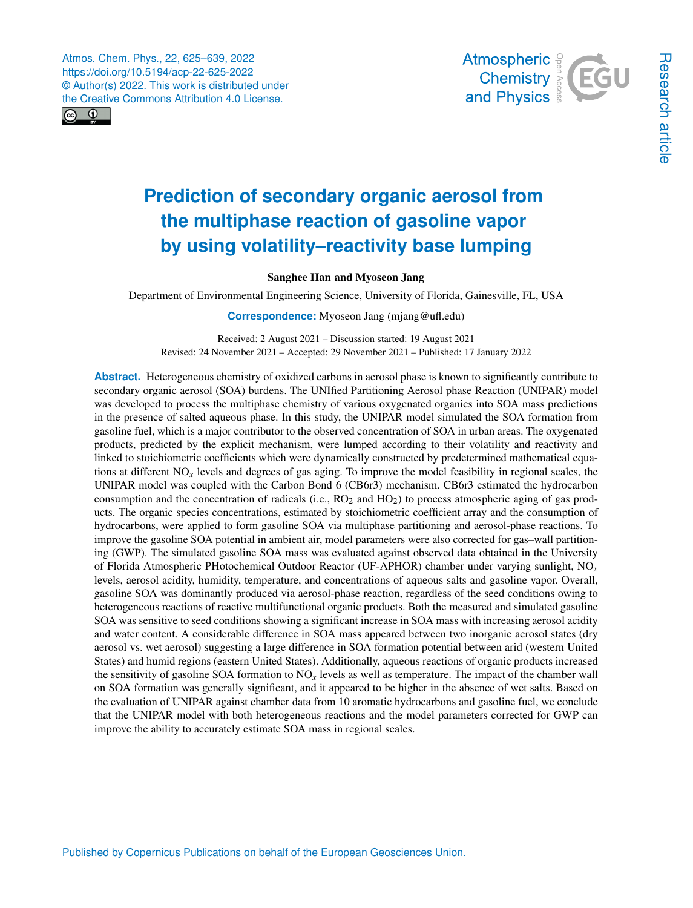# Prediction of secondary organic aerosol from the multiphase reaction of gasoline vapor by using volatility–reactivity base lumping

**Sanghee Han and Myoseon Jang**

Department of Environmental Engineering Science, University of Florida, Gainesville, FL, USA

**Correspondence:** Myoseon Jang (mjang@ufl.edu)

Received: 2 August 2021 – Discussion started: 19 August 2021
Revised: 24 November 2021 – Accepted: 29 November 2021 – Published: 17 January 2022

**Abstract.** Heterogeneous chemistry of oxidized carbons in aerosol phase is known to significantly contribute to secondary organic aerosol (SOA) burdens. The UNIfied Partitioning Aerosol phase Reaction (UNIPAR) model was developed to process the multiphase chemistry of various oxygenated organics into SOA mass predictions in the presence of salted aqueous phase. In this study, the UNIPAR model simulated the SOA formation from gasoline fuel, which is a major contributor to the observed concentration of SOA in urban areas. The oxygenated products, predicted by the explicit mechanism, were lumped according to their volatility and reactivity and linked to stoichiometric coefficients which were dynamically constructed by predetermined mathematical equations at different $NO_x$ levels and degrees of gas aging. To improve the model feasibility in regional scales, the UNIPAR model was coupled with the Carbon Bond 6 (CB6r3) mechanism. CB6r3 estimated the hydrocarbon consumption and the concentration of radicals (i.e., $RO_2$ and $HO_2$) to process atmospheric aging of gas products. The organic species concentrations, estimated by stoichiometric coefficient array and the consumption of hydrocarbons, were applied to form gasoline SOA via multiphase partitioning and aerosol-phase reactions. To improve the gasoline SOA potential in ambient air, model parameters were also corrected for gas–wall partitioning (GWP). The simulated gasoline SOA mass was evaluated against observed data obtained in the University of Florida Atmospheric PHotochemical Outdoor Reactor (UF-APHOR) chamber under varying sunlight, $NO_x$ levels, aerosol acidity, humidity, temperature, and concentrations of aqueous salts and gasoline vapor. Overall, gasoline SOA was dominantly produced via aerosol-phase reaction, regardless of the seed conditions owing to heterogeneous reactions of reactive multifunctional organic products. Both the measured and simulated gasoline SOA was sensitive to seed conditions showing a significant increase in SOA mass with increasing aerosol acidity and water content. A considerable difference in SOA mass appeared between two inorganic aerosol states (dry aerosol vs. wet aerosol) suggesting a large difference in SOA formation potential between arid (western United States) and humid regions (eastern United States). Additionally, aqueous reactions of organic products increased the sensitivity of gasoline SOA formation to $NO_x$ levels as well as temperature. The impact of the chamber wall on SOA formation was generally significant, and it appeared to be higher in the absence of wet salts. Based on the evaluation of UNIPAR against chamber data from 10 aromatic hydrocarbons and gasoline fuel, we conclude that the UNIPAR model with both heterogeneous reactions and the model parameters corrected for GWP can improve the ability to accurately estimate SOA mass in regional scales.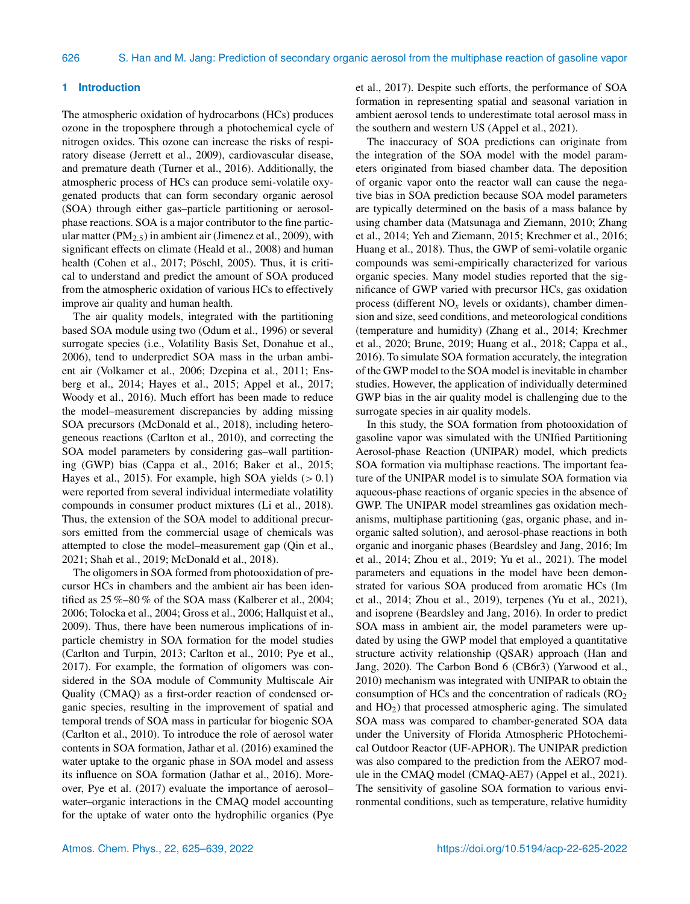## 1 Introduction

The atmospheric oxidation of hydrocarbons (HCs) produces ozone in the troposphere through a photochemical cycle of nitrogen oxides. This ozone can increase the risks of respiratory disease (Jerrett et al., 2009), cardiovascular disease, and premature death (Turner et al., 2016). Additionally, the atmospheric process of HCs can produce semi-volatile oxygenated products that can form secondary organic aerosol (SOA) through either gas–particle partitioning or aerosol-phase reactions. SOA is a major contributor to the fine particular matter ($PM_{2.5}$) in ambient air (Jimenez et al., 2009), with significant effects on climate (Heald et al., 2008) and human health (Cohen et al., 2017; Pöschl, 2005). Thus, it is critical to understand and predict the amount of SOA produced from the atmospheric oxidation of various HCs to effectively improve air quality and human health.

The air quality models, integrated with the partitioning based SOA module using two (Odum et al., 1996) or several surrogate species (i.e., Volatility Basis Set, Donahue et al., 2006), tend to underpredict SOA mass in the urban ambient air (Volkamer et al., 2006; Dzepina et al., 2011; Ensberg et al., 2014; Hayes et al., 2015; Appel et al., 2017; Woody et al., 2016). Much effort has been made to reduce the model–measurement discrepancies by adding missing SOA precursors (McDonald et al., 2018), including heterogeneous reactions (Carlton et al., 2010), and correcting the SOA model parameters by considering gas–wall partitioning (GWP) bias (Cappa et al., 2016; Baker et al., 2015; Hayes et al., 2015). For example, high SOA yields ($> 0.1$) were reported from several individual intermediate volatility compounds in consumer product mixtures (Li et al., 2018). Thus, the extension of the SOA model to additional precursors emitted from the commercial usage of chemicals was attempted to close the model–measurement gap (Qin et al., 2021; Shah et al., 2019; McDonald et al., 2018).

The oligomers in SOA formed from photooxidation of precursor HCs in chambers and the ambient air has been identified as 25 %–80 % of the SOA mass (Kalberer et al., 2004; 2006; Tolocka et al., 2004; Gross et al., 2006; Hallquist et al., 2009). Thus, there have been numerous implications of in-particle chemistry in SOA formation for the model studies (Carlton and Turpin, 2013; Carlton et al., 2010; Pye et al., 2017). For example, the formation of oligomers was considered in the SOA module of Community Multiscale Air Quality (CMAQ) as a first-order reaction of condensed organic species, resulting in the improvement of spatial and temporal trends of SOA mass in particular for biogenic SOA (Carlton et al., 2010). To introduce the role of aerosol water contents in SOA formation, Jathar et al. (2016) examined the water uptake to the organic phase in SOA model and assess its influence on SOA formation (Jathar et al., 2016). Moreover, Pye et al. (2017) evaluate the importance of aerosol–water–organic interactions in the CMAQ model accounting for the uptake of water onto the hydrophilic organics (Pye et al., 2017). Despite such efforts, the performance of SOA formation in representing spatial and seasonal variation in ambient aerosol tends to underestimate total aerosol mass in the southern and western US (Appel et al., 2021).

The inaccuracy of SOA predictions can originate from the integration of the SOA model with the model parameters originated from biased chamber data. The deposition of organic vapor onto the reactor wall can cause the negative bias in SOA prediction because SOA model parameters are typically determined on the basis of a mass balance by using chamber data (Matsunaga and Ziemann, 2010; Zhang et al., 2014; Yeh and Ziemann, 2015; Krechmer et al., 2016; Huang et al., 2018). Thus, the GWP of semi-volatile organic compounds was semi-empirically characterized for various organic species. Many model studies reported that the significance of GWP varied with precursor HCs, gas oxidation process (different $NO_x$ levels or oxidants), chamber dimension and size, seed conditions, and meteorological conditions (temperature and humidity) (Zhang et al., 2014; Krechmer et al., 2020; Brune, 2019; Huang et al., 2018; Cappa et al., 2016). To simulate SOA formation accurately, the integration of the GWP model to the SOA model is inevitable in chamber studies. However, the application of individually determined GWP bias in the air quality model is challenging due to the surrogate species in air quality models.

In this study, the SOA formation from photooxidation of gasoline vapor was simulated with the UNIfied Partitioning Aerosol-phase Reaction (UNIPAR) model, which predicts SOA formation via multiphase reactions. The important feature of the UNIPAR model is to simulate SOA formation via aqueous-phase reactions of organic species in the absence of GWP. The UNIPAR model streamlines gas oxidation mechanisms, multiphase partitioning (gas, organic phase, and inorganic salted solution), and aerosol-phase reactions in both organic and inorganic phases (Beardsley and Jang, 2016; Im et al., 2014; Zhou et al., 2019; Yu et al., 2021). The model parameters and equations in the model have been demonstrated for various SOA produced from aromatic HCs (Im et al., 2014; Zhou et al., 2019), terpenes (Yu et al., 2021), and isoprene (Beardsley and Jang, 2016). In order to predict SOA mass in ambient air, the model parameters were updated by using the GWP model that employed a quantitative structure activity relationship (QSAR) approach (Han and Jang, 2020). The Carbon Bond 6 (CB6r3) (Yarwood et al., 2010) mechanism was integrated with UNIPAR to obtain the consumption of HCs and the concentration of radicals ($RO_2$ and $HO_2$) that processed atmospheric aging. The simulated SOA mass was compared to chamber-generated SOA data under the University of Florida Atmospheric PHotochemical Outdoor Reactor (UF-APHOR). The UNIPAR prediction was also compared to the prediction from the AERO7 module in the CMAQ model (CMAQ-AE7) (Appel et al., 2021). The sensitivity of gasoline SOA formation to various environmental conditions, such as temperature, relative humidity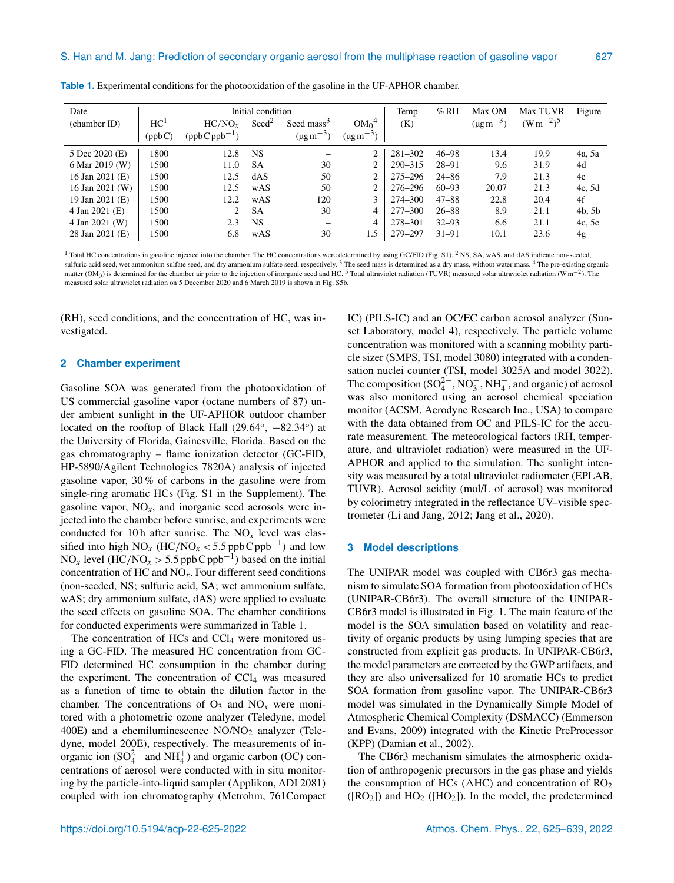**Table 1.** Experimental conditions for the photooxidation of the gasoline in the UF-APHOR chamber.

| Date (chamber ID) | Initial condition | | | | | Temp (K) | % RH | Max OM ($\mu g\,m^{-3}$) | Max TUVR ($W\,m^{-2}$)[5] | Figure |
|---|---|---|---|---|---|---|---|---|---|---|
| | HC[1] (ppbC) | $HC/NO_x$ ($ppb\,C\,ppb^{-1}$) | Seed[2] | Seed mass[3] ($\mu g\,m^{-3}$) | $OM_0$[4] ($\mu g\,m^{-3}$) | | | | | |
| 5 Dec 2020 (E) | 1800 | 12.8 | NS | – | 2 | 281–302 | 46–98 | 13.4 | 19.9 | 4a, 5a |
| 6 Mar 2019 (W) | 1500 | 11.0 | SA | 30 | 2 | 290–315 | 28–91 | 9.6 | 31.9 | 4d |
| 16 Jan 2021 (E) | 1500 | 12.5 | dAS | 50 | 2 | 275–296 | 24–86 | 7.9 | 21.3 | 4e |
| 16 Jan 2021 (W) | 1500 | 12.5 | wAS | 50 | 2 | 276–296 | 60–93 | 20.07 | 21.3 | 4e, 5d |
| 19 Jan 2021 (E) | 1500 | 12.2 | wAS | 120 | 3 | 274–300 | 47–88 | 22.8 | 20.4 | 4f |
| 4 Jan 2021 (E) | 1500 | 2 | SA | 30 | 4 | 277–300 | 26–88 | 8.9 | 21.1 | 4b, 5b |
| 4 Jan 2021 (W) | 1500 | 2.3 | NS | – | 4 | 278–301 | 32–93 | 6.6 | 21.1 | 4c, 5c |
| 28 Jan 2021 (E) | 1500 | 6.8 | wAS | 30 | 1.5 | 279–297 | 31–91 | 10.1 | 23.6 | 4g |

[1] Total HC concentrations in gasoline injected into the chamber. The HC concentrations were determined by using GC/FID (Fig. S1). [2] NS, SA, wAS, and dAS indicate non-seeded, sulfuric acid seed, wet ammonium sulfate seed, and dry ammonium sulfate seed, respectively. [3] The seed mass is determined as a dry mass, without water mass. [4] The pre-existing organic matter ($OM_0$) is determined for the chamber air prior to the injection of inorganic seed and HC. [5] Total ultraviolet radiation (TUVR) measured solar ultraviolet radiation ($W\,m^{-2}$). The measured solar ultraviolet radiation on 5 December 2020 and 6 March 2019 is shown in Fig. S5b.

(RH), seed conditions, and the concentration of HC, was investigated.

## 2 Chamber experiment

Gasoline SOA was generated from the photooxidation of US commercial gasoline vapor (octane numbers of 87) under ambient sunlight in the UF-APHOR outdoor chamber located on the rooftop of Black Hall (29.64°, −82.34°) at the University of Florida, Gainesville, Florida. Based on the gas chromatography – flame ionization detector (GC-FID, HP-5890/Agilent Technologies 7820A) analysis of injected gasoline vapor, 30 % of carbons in the gasoline were from single-ring aromatic HCs (Fig. S1 in the Supplement). The gasoline vapor, $NO_x$, and inorganic seed aerosols were injected into the chamber before sunrise, and experiments were conducted for 10 h after sunrise. The $NO_x$ level was classified into high $NO_x$ ($HC/NO_x < 5.5\,ppb\,C\,ppb^{-1}$) and low $NO_x$ level ($HC/NO_x > 5.5\,ppb\,C\,ppb^{-1}$) based on the initial concentration of HC and $NO_x$. Four different seed conditions (non-seeded, NS; sulfuric acid, SA; wet ammonium sulfate, wAS; dry ammonium sulfate, dAS) were applied to evaluate the seed effects on gasoline SOA. The chamber conditions for conducted experiments were summarized in Table 1.

The concentration of HCs and $CCl_4$ were monitored using a GC-FID. The measured HC concentration from GC-FID determined HC consumption in the chamber during the experiment. The concentration of $CCl_4$ was measured as a function of time to obtain the dilution factor in the chamber. The concentrations of $O_3$ and $NO_x$ were monitored with a photometric ozone analyzer (Teledyne, model 400E) and a chemiluminescence $NO/NO_2$ analyzer (Teledyne, model 200E), respectively. The measurements of inorganic ion ($SO_4^{2-}$ and $NH_4^+$) and organic carbon (OC) concentrations of aerosol were conducted with in situ monitoring by the particle-into-liquid sampler (Applikon, ADI 2081) coupled with ion chromatography (Metrohm, 761Compact IC) (PILS-IC) and an OC/EC carbon aerosol analyzer (Sunset Laboratory, model 4), respectively. The particle volume concentration was monitored with a scanning mobility particle sizer (SMPS, TSI, model 3080) integrated with a condensation nuclei counter (TSI, model 3025A and model 3022). The composition ($SO_4^{2-}$, $NO_3^-$, $NH_4^+$, and organic) of aerosol was also monitored using an aerosol chemical speciation monitor (ACSM, Aerodyne Research Inc., USA) to compare with the data obtained from OC and PILS-IC for the accurate measurement. The meteorological factors (RH, temperature, and ultraviolet radiation) were measured in the UF-APHOR and applied to the simulation. The sunlight intensity was measured by a total ultraviolet radiometer (EPLAB, TUVR). Aerosol acidity (mol/L of aerosol) was monitored by colorimetry integrated in the reflectance UV–visible spectrometer (Li and Jang, 2012; Jang et al., 2020).

## 3 Model descriptions

The UNIPAR model was coupled with CB6r3 gas mechanism to simulate SOA formation from photooxidation of HCs (UNIPAR-CB6r3). The overall structure of the UNIPAR-CB6r3 model is illustrated in Fig. 1. The main feature of the model is the SOA simulation based on volatility and reactivity of organic products by using lumping species that are constructed from explicit gas products. In UNIPAR-CB6r3, the model parameters are corrected by the GWP artifacts, and they are also universalized for 10 aromatic HCs to predict SOA formation from gasoline vapor. The UNIPAR-CB6r3 model was simulated in the Dynamically Simple Model of Atmospheric Chemical Complexity (DSMACC) (Emmerson and Evans, 2009) integrated with the Kinetic PreProcessor (KPP) (Damian et al., 2002).

The CB6r3 mechanism simulates the atmospheric oxidation of anthropogenic precursors in the gas phase and yields the consumption of HCs ($\Delta HC$) and concentration of $RO_2$ ($[RO_2]$) and $HO_2$ ($[HO_2]$). In the model, the predetermined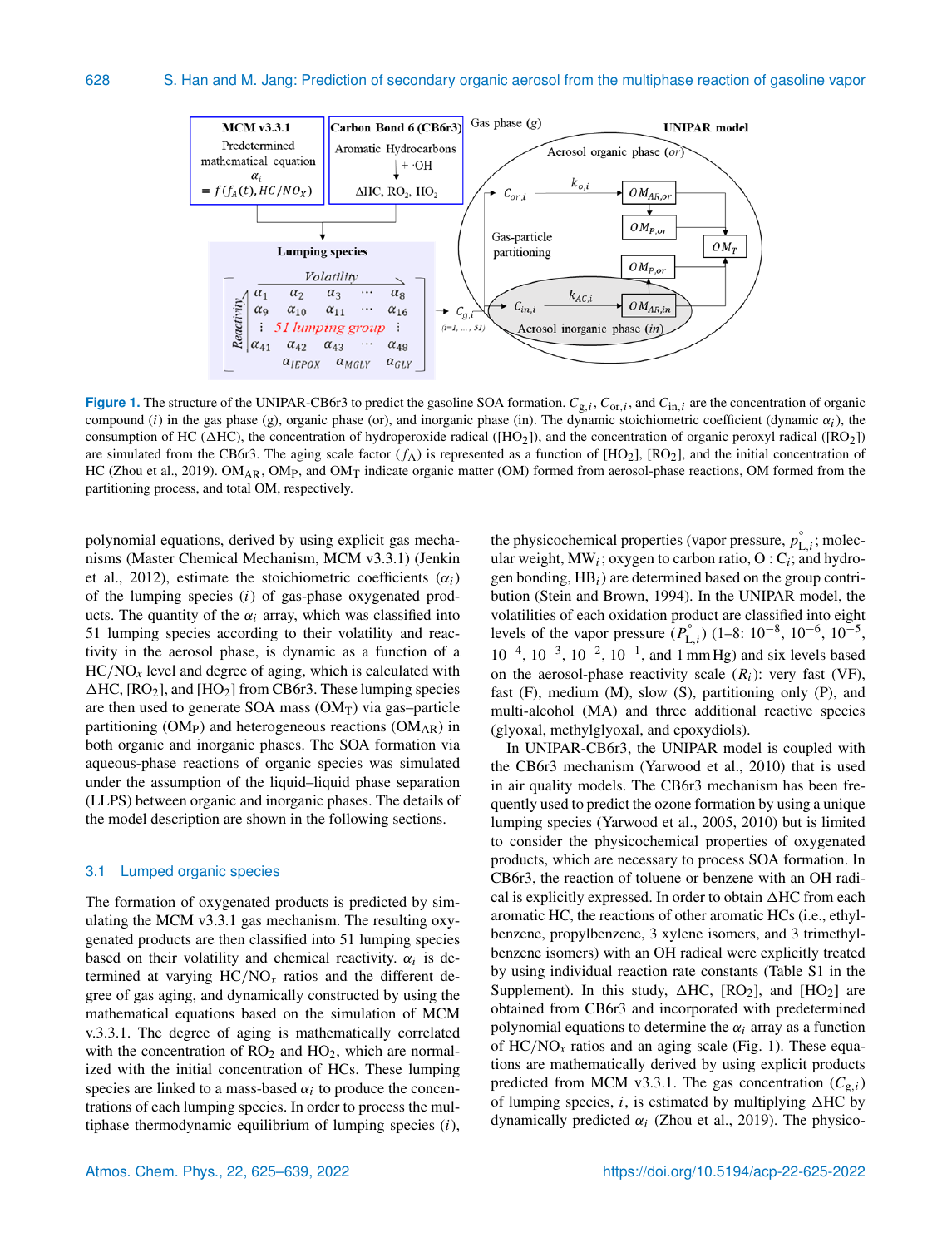Figure 1. The structure of the UNIPAR-CB6r3 to predict the gasoline SOA formation. $C_{g,i}$, $C_{or,i}$, and $C_{in,i}$ are the concentration of organic compound ($i$) in the gas phase (g), organic phase (or), and inorganic phase (in). The dynamic stoichiometric coefficient (dynamic $\alpha_i$), the consumption of HC ($\Delta$HC), the concentration of hydroperoxide radical ([$HO_2$]), and the concentration of organic peroxyl radical ([$RO_2$]) are simulated from the CB6r3. The aging scale factor ($f_A$) is represented as a function of [$HO_2$], [$RO_2$], and the initial concentration of HC (Zhou et al., 2019). $OM_{AR}$, $OM_P$, and $OM_T$ indicate organic matter (OM) formed from aerosol-phase reactions, OM formed from the partitioning process, and total OM, respectively.

polynomial equations, derived by using explicit gas mechanisms (Master Chemical Mechanism, MCM v3.3.1) (Jenkin et al., 2012), estimate the stoichiometric coefficients ($\alpha_i$) of the lumping species ($i$) of gas-phase oxygenated products. The quantity of the $\alpha_i$ array, which was classified into 51 lumping species according to their volatility and reactivity in the aerosol phase, is dynamic as a function of a $HC/NO_x$ level and degree of aging, which is calculated with $\Delta$HC, [$RO_2$], and [$HO_2$] from CB6r3. These lumping species are then used to generate SOA mass ($OM_T$) via gas–particle partitioning ($OM_P$) and heterogeneous reactions ($OM_{AR}$) in both organic and inorganic phases. The SOA formation via aqueous-phase reactions of organic species was simulated under the assumption of the liquid–liquid phase separation (LLPS) between organic and inorganic phases. The details of the model description are shown in the following sections.

### 3.1 Lumped organic species

The formation of oxygenated products is predicted by simulating the MCM v3.3.1 gas mechanism. The resulting oxygenated products are then classified into 51 lumping species based on their volatility and chemical reactivity. $\alpha_i$ is determined at varying $HC/NO_x$ ratios and the different degree of gas aging, and dynamically constructed by using the mathematical equations based on the simulation of MCM v.3.3.1. The degree of aging is mathematically correlated with the concentration of $RO_2$ and $HO_2$, which are normalized with the initial concentration of HCs. These lumping species are linked to a mass-based $\alpha_i$ to produce the concentrations of each lumping species. In order to process the multiphase thermodynamic equilibrium of lumping species ($i$), the physicochemical properties (vapor pressure, $p^{\circ}_{L,i}$; molecular weight, $MW_i$; oxygen to carbon ratio, $O:C_i$; and hydrogen bonding, $HB_i$) are determined based on the group contribution (Stein and Brown, 1994). In the UNIPAR model, the volatilities of each oxidation product are classified into eight levels of the vapor pressure ($P^{\circ}_{L,i}$) (1–8: $10^{-8}$, $10^{-6}$, $10^{-5}$, $10^{-4}$, $10^{-3}$, $10^{-2}$, $10^{-1}$, and 1 mm Hg) and six levels based on the aerosol-phase reactivity scale ($R_i$): very fast (VF), fast (F), medium (M), slow (S), partitioning only (P), and multi-alcohol (MA) and three additional reactive species (glyoxal, methylglyoxal, and epoxydiols).

In UNIPAR-CB6r3, the UNIPAR model is coupled with the CB6r3 mechanism (Yarwood et al., 2010) that is used in air quality models. The CB6r3 mechanism has been frequently used to predict the ozone formation by using a unique lumping species (Yarwood et al., 2005, 2010) but is limited to consider the physicochemical properties of oxygenated products, which are necessary to process SOA formation. In CB6r3, the reaction of toluene or benzene with an OH radical is explicitly expressed. In order to obtain $\Delta$HC from each aromatic HC, the reactions of other aromatic HCs (i.e., ethylbenzene, propylbenzene, 3 xylene isomers, and 3 trimethylbenzene isomers) with an OH radical were explicitly treated by using individual reaction rate constants (Table S1 in the Supplement). In this study, $\Delta$HC, [$RO_2$], and [$HO_2$] are obtained from CB6r3 and incorporated with predetermined polynomial equations to determine the $\alpha_i$ array as a function of $HC/NO_x$ ratios and an aging scale (Fig. 1). These equations are mathematically derived by using explicit products predicted from MCM v3.3.1. The gas concentration ($C_{g,i}$) of lumping species, $i$, is estimated by multiplying $\Delta$HC by dynamically predicted $\alpha_i$ (Zhou et al., 2019). The physico-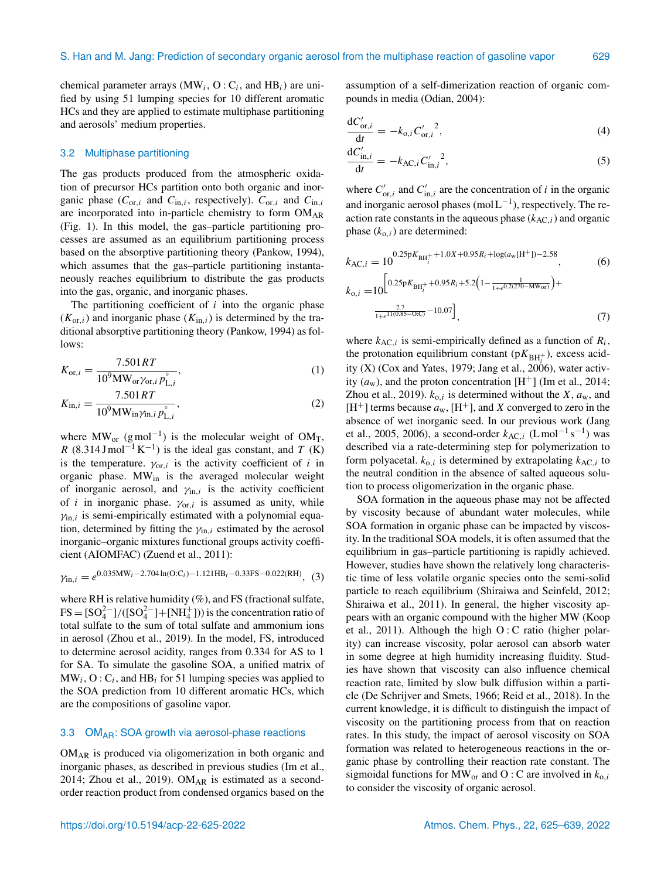chemical parameter arrays ($MW_i$, $O:C_i$, and $HB_i$) are unified by using 51 lumping species for 10 different aromatic HCs and they are applied to estimate multiphase partitioning and aerosols' medium properties.

### 3.2 Multiphase partitioning

The gas products produced from the atmospheric oxidation of precursor HCs partition onto both organic and inorganic phase ($C_{or,i}$ and $C_{in,i}$, respectively). $C_{or,i}$ and $C_{in,i}$ are incorporated into in-particle chemistry to form $OM_{AR}$ (Fig. 1). In this model, the gas–particle partitioning processes are assumed as an equilibrium partitioning process based on the absorptive partitioning theory (Pankow, 1994), which assumes that the gas–particle partitioning instantaneously reaches equilibrium to distribute the gas products into the gas, organic, and inorganic phases.

The partitioning coefficient of $i$ into the organic phase ($K_{or,i}$) and inorganic phase ($K_{in,i}$) is determined by the traditional absorptive partitioning theory (Pankow, 1994) as follows:

$$K_{or,i} = \frac{7.501RT}{10^9 MW_{or} \gamma_{or,i} p^{\circ}_{L,i}}, \tag{1}$$

$$K_{in,i} = \frac{7.501RT}{10^9 MW_{in} \gamma_{in,i} p^{\circ}_{L,i}}, \tag{2}$$

where $MW_{or}$ ($g\,mol^{-1}$) is the molecular weight of $OM_T$, $R$ ($8.314\,J\,mol^{-1}\,K^{-1}$) is the ideal gas constant, and $T$ (K) is the temperature. $\gamma_{or,i}$ is the activity coefficient of $i$ in organic phase. $MW_{in}$ is the averaged molecular weight of inorganic aerosol, and $\gamma_{in,i}$ is the activity coefficient of $i$ in inorganic phase. $\gamma_{or,i}$ is assumed as unity, while $\gamma_{in,i}$ is semi-empirically estimated with a polynomial equation, determined by fitting the $\gamma_{in,i}$ estimated by the aerosol inorganic–organic mixtures functional groups activity coefficient (AIOMFAC) (Zuend et al., 2011):

$$\gamma_{in,i} = e^{0.035MW_i - 2.704\ln(O:C_i) - 1.121HB_i - 0.33FS - 0.022(RH)}, \tag{3}$$

where RH is relative humidity (%), and FS (fractional sulfate, $FS = [SO_4^{2-}]/([SO_4^{2-}]+[NH_4^+])$) is the concentration ratio of total sulfate to the sum of total sulfate and ammonium ions in aerosol (Zhou et al., 2019). In the model, FS, introduced to determine aerosol acidity, ranges from 0.334 for AS to 1 for SA. To simulate the gasoline SOA, a unified matrix of $MW_i$, $O:C_i$, and $HB_i$ for 51 lumping species was applied to the SOA prediction from 10 different aromatic HCs, which are the compositions of gasoline vapor.

### 3.3 $OM_{AR}$: SOA growth via aerosol-phase reactions

$OM_{AR}$ is produced via oligomerization in both organic and inorganic phases, as described in previous studies (Im et al., 2014; Zhou et al., 2019). $OM_{AR}$ is estimated as a second-order reaction product from condensed organics based on the assumption of a self-dimerization reaction of organic compounds in media (Odian, 2004):

$$\frac{dC'_{or,i}}{dt} = -k_{o,i} {C'_{or,i}}^2, \tag{4}$$

$$\frac{dC'_{in,i}}{dt} = -k_{AC,i} {C'_{in,i}}^2, \tag{5}$$

where $C'_{or,i}$ and $C'_{in,i}$ are the concentration of $i$ in the organic and inorganic aerosol phases ($mol\,L^{-1}$), respectively. The reaction rate constants in the aqueous phase ($k_{AC,i}$) and organic phase ($k_{o,i}$) are determined:

$$k_{AC,i} = 10^{0.25pK_{BH_i^+} + 1.0X + 0.95R_i + \log(a_w[H^+]) - 2.58}, \tag{6}$$

$$k_{o,i} = 10^{\left[0.25pK_{BH_i^+} + 0.95R_i + 5.2\left(1 - \frac{1}{1+e^{0.2(270 - MW_{or})}}\right) + \frac{2.7}{1+e^{11(0.85 - O:C)}} - 10.07\right]}, \tag{7}$$

where $k_{AC,i}$ is semi-empirically defined as a function of $R_i$, the protonation equilibrium constant ($pK_{BH_i^+}$), excess acidity (X) (Cox and Yates, 1979; Jang et al., 2006), water activity ($a_w$), and the proton concentration $[H^+]$ (Im et al., 2014; Zhou et al., 2019). $k_{o,i}$ is determined without the $X$, $a_w$, and $[H^+]$ terms because $a_w$, $[H^+]$, and $X$ converged to zero in the absence of wet inorganic seed. In our previous work (Jang et al., 2005, 2006), a second-order $k_{AC,i}$ ($L\,mol^{-1}\,s^{-1}$) was described via a rate-determining step for polymerization to form polyacetal. $k_{o,i}$ is determined by extrapolating $k_{AC,i}$ to the neutral condition in the absence of salted aqueous solution to process oligomerization in the organic phase.

SOA formation in the aqueous phase may not be affected by viscosity because of abundant water molecules, while SOA formation in organic phase can be impacted by viscosity. In the traditional SOA models, it is often assumed that the equilibrium in gas–particle partitioning is rapidly achieved. However, studies have shown the relatively long characteristic time of less volatile organic species onto the semi-solid particle to reach equilibrium (Shiraiwa and Seinfeld, 2012; Shiraiwa et al., 2011). In general, the higher viscosity appears with an organic compound with the higher MW (Koop et al., 2011). Although the high O : C ratio (higher polarity) can increase viscosity, polar aerosol can absorb water in some degree at high humidity increasing fluidity. Studies have shown that viscosity can also influence chemical reaction rate, limited by slow bulk diffusion within a particle (De Schrijver and Smets, 1966; Reid et al., 2018). In the current knowledge, it is difficult to distinguish the impact of viscosity on the partitioning process from that on reaction rates. In this study, the impact of aerosol viscosity on SOA formation was related to heterogeneous reactions in the organic phase by controlling their reaction rate constant. The sigmoidal functions for $MW_{or}$ and O : C are involved in $k_{o,i}$ to consider the viscosity of organic aerosol.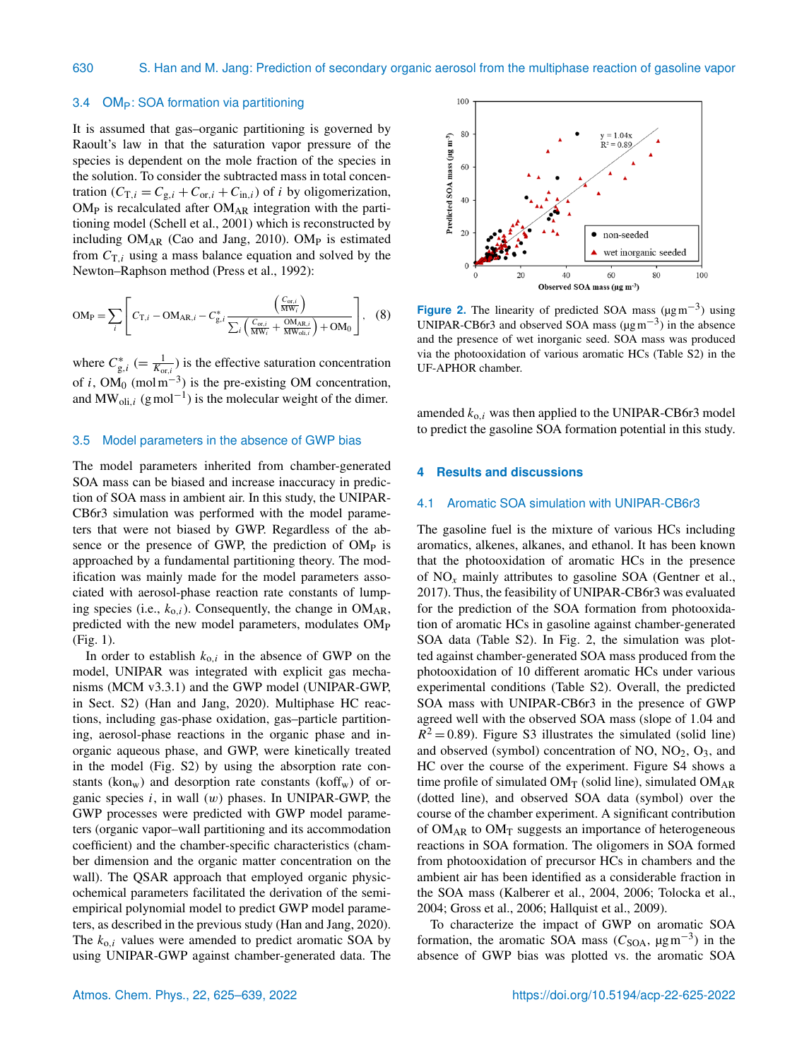### 3.4 $OM_P$: SOA formation via partitioning

It is assumed that gas–organic partitioning is governed by Raoult's law in that the saturation vapor pressure of the species is dependent on the mole fraction of the species in the solution. To consider the subtracted mass in total concentration ($C_{T,i} = C_{g,i} + C_{or,i} + C_{in,i}$) of $i$ by oligomerization, $OM_P$ is recalculated after $OM_{AR}$ integration with the partitioning model (Schell et al., 2001) which is reconstructed by including $OM_{AR}$ (Cao and Jang, 2010). $OM_P$ is estimated from $C_{T,i}$ using a mass balance equation and solved by the Newton–Raphson method (Press et al., 1992):

$$OM_P = \sum_i \left[ C_{T,i} - OM_{AR,i} - C^*_{g,i} \frac{\left(\frac{C_{or,i}}{MW_i}\right)}{\sum_i \left(\frac{C_{or,i}}{MW_i} + \frac{OM_{AR,i}}{MW_{oli,i}}\right) + OM_0} \right], \quad (8)$$

where $C^*_{g,i}$ ($= \frac{1}{K_{or,i}}$) is the effective saturation concentration of $i$, $OM_0$ ($mol\,m^{-3}$) is the pre-existing OM concentration, and $MW_{oli,i}$ ($g\,mol^{-1}$) is the molecular weight of the dimer.

### 3.5 Model parameters in the absence of GWP bias

The model parameters inherited from chamber-generated SOA mass can be biased and increase inaccuracy in prediction of SOA mass in ambient air. In this study, the UNIPAR-CB6r3 simulation was performed with the model parameters that were not biased by GWP. Regardless of the absence or the presence of GWP, the prediction of $OM_P$ is approached by a fundamental partitioning theory. The modification was mainly made for the model parameters associated with aerosol-phase reaction rate constants of lumping species (i.e., $k_{o,i}$). Consequently, the change in $OM_{AR}$, predicted with the new model parameters, modulates $OM_P$ (Fig. 1).

In order to establish $k_{o,i}$ in the absence of GWP on the model, UNIPAR was integrated with explicit gas mechanisms (MCM v3.3.1) and the GWP model (UNIPAR-GWP, in Sect. S2) (Han and Jang, 2020). Multiphase HC reactions, including gas-phase oxidation, gas–particle partitioning, aerosol-phase reactions in the organic phase and inorganic aqueous phase, and GWP, were kinetically treated in the model (Fig. S2) by using the absorption rate constants ($kon_w$) and desorption rate constants ($koff_w$) of organic species $i$, in wall ($w$) phases. In UNIPAR-GWP, the GWP processes were predicted with GWP model parameters (organic vapor–wall partitioning and its accommodation coefficient) and the chamber-specific characteristics (chamber dimension and the organic matter concentration on the wall). The QSAR approach that employed organic physicochemical parameters facilitated the derivation of the semi-empirical polynomial model to predict GWP model parameters, as described in the previous study (Han and Jang, 2020). The $k_{o,i}$ values were amended to predict aromatic SOA by using UNIPAR-GWP against chamber-generated data. The amended $k_{o,i}$ was then applied to the UNIPAR-CB6r3 model to predict the gasoline SOA formation potential in this study.

**Figure 2.** The linearity of predicted SOA mass ($\mu g\,m^{-3}$) using UNIPAR-CB6r3 and observed SOA mass ($\mu g\,m^{-3}$) in the absence and the presence of wet inorganic seed. SOA mass was produced via the photooxidation of various aromatic HCs (Table S2) in the UF-APHOR chamber.

## 4 Results and discussions

### 4.1 Aromatic SOA simulation with UNIPAR-CB6r3

The gasoline fuel is the mixture of various HCs including aromatics, alkenes, alkanes, and ethanol. It has been known that the photooxidation of aromatic HCs in the presence of $NO_x$ mainly attributes to gasoline SOA (Gentner et al., 2017). Thus, the feasibility of UNIPAR-CB6r3 was evaluated for the prediction of the SOA formation from photooxidation of aromatic HCs in gasoline against chamber-generated SOA data (Table S2). In Fig. 2, the simulation was plotted against chamber-generated SOA mass produced from the photooxidation of 10 different aromatic HCs under various experimental conditions (Table S2). Overall, the predicted SOA mass with UNIPAR-CB6r3 in the presence of GWP agreed well with the observed SOA mass (slope of 1.04 and $R^2 = 0.89$). Figure S3 illustrates the simulated (solid line) and observed (symbol) concentration of NO, $NO_2$, $O_3$, and HC over the course of the experiment. Figure S4 shows a time profile of simulated $OM_T$ (solid line), simulated $OM_{AR}$ (dotted line), and observed SOA data (symbol) over the course of the chamber experiment. A significant contribution of $OM_{AR}$ to $OM_T$ suggests an importance of heterogeneous reactions in SOA formation. The oligomers in SOA formed from photooxidation of precursor HCs in chambers and the ambient air has been identified as a considerable fraction in the SOA mass (Kalberer et al., 2004, 2006; Tolocka et al., 2004; Gross et al., 2006; Hallquist et al., 2009).

To characterize the impact of GWP on aromatic SOA formation, the aromatic SOA mass ($C_{SOA}$, $\mu g\,m^{-3}$) in the absence of GWP bias was plotted vs. the aromatic SOA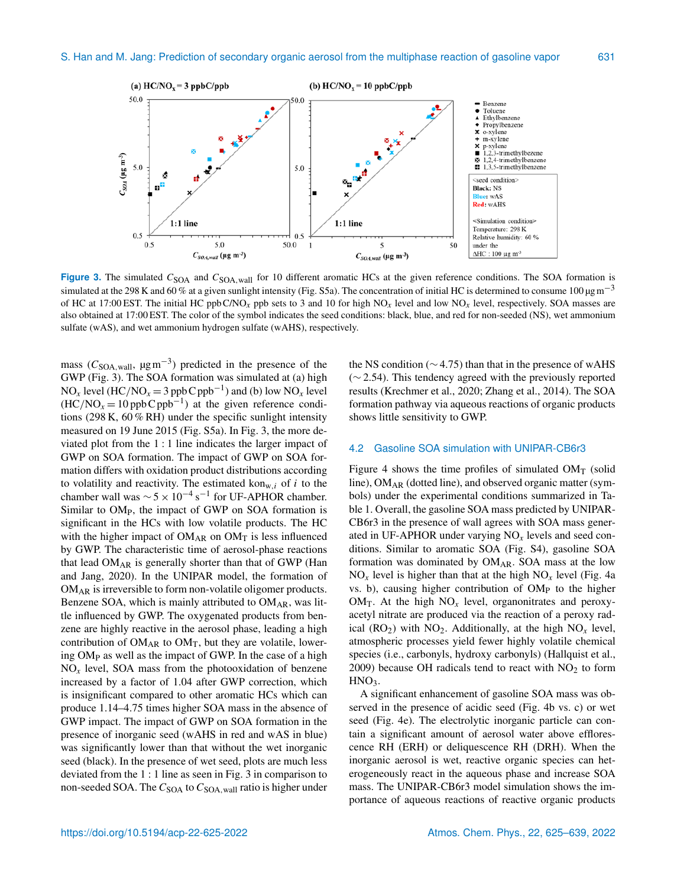**Figure 3.** The simulated $C_{SOA}$ and $C_{SOA,wall}$ for 10 different aromatic HCs at the given reference conditions. The SOA formation is simulated at the 298 K and 60 % at a given sunlight intensity (Fig. S5a). The concentration of initial HC is determined to consume 100 $\mu g\, m^{-3}$ of HC at 17:00 EST. The initial HC ppbC/$NO_x$ ppb sets to 3 and 10 for high $NO_x$ level and low $NO_x$ level, respectively. SOA masses are also obtained at 17:00 EST. The color of the symbol indicates the seed conditions: black, blue, and red for non-seeded (NS), wet ammonium sulfate (wAS), and wet ammonium hydrogen sulfate (wAHS), respectively.

mass ($C_{SOA,wall}$, $\mu g\, m^{-3}$) predicted in the presence of the GWP (Fig. 3). The SOA formation was simulated at (a) high $NO_x$ level (HC/$NO_x$ = 3 ppbC $ppb^{-1}$) and (b) low $NO_x$ level (HC/$NO_x$ = 10 ppbC $ppb^{-1}$) at the given reference conditions (298 K, 60 % RH) under the specific sunlight intensity measured on 19 June 2015 (Fig. S5a). In Fig. 3, the more deviated plot from the 1 : 1 line indicates the larger impact of GWP on SOA formation. The impact of GWP on SOA formation differs with oxidation product distributions according to volatility and reactivity. The estimated $kon_{w,i}$ of $i$ to the chamber wall was $\sim 5 \times 10^{-4}\, s^{-1}$ for UF-APHOR chamber. Similar to $OM_P$, the impact of GWP on SOA formation is significant in the HCs with low volatile products. The HC with the higher impact of $OM_{AR}$ on $OM_T$ is less influenced by GWP. The characteristic time of aerosol-phase reactions that lead $OM_{AR}$ is generally shorter than that of GWP (Han and Jang, 2020). In the UNIPAR model, the formation of $OM_{AR}$ is irreversible to form non-volatile oligomer products. Benzene SOA, which is mainly attributed to $OM_{AR}$, was little influenced by GWP. The oxygenated products from benzene are highly reactive in the aerosol phase, leading a high contribution of $OM_{AR}$ to $OM_T$, but they are volatile, lowering $OM_P$ as well as the impact of GWP. In the case of a high $NO_x$ level, SOA mass from the photooxidation of benzene increased by a factor of 1.04 after GWP correction, which is insignificant compared to other aromatic HCs which can produce 1.14–4.75 times higher SOA mass in the absence of GWP impact. The impact of GWP on SOA formation in the presence of inorganic seed (wAHS in red and wAS in blue) was significantly lower than that without the wet inorganic seed (black). In the presence of wet seed, plots are much less deviated from the 1 : 1 line as seen in Fig. 3 in comparison to non-seeded SOA. The $C_{SOA}$ to $C_{SOA,wall}$ ratio is higher under the NS condition (∼ 4.75) than that in the presence of wAHS (∼ 2.54). This tendency agreed with the previously reported results (Krechmer et al., 2020; Zhang et al., 2014). The SOA formation pathway via aqueous reactions of organic products shows little sensitivity to GWP.

## 4.2 Gasoline SOA simulation with UNIPAR-CB6r3

Figure 4 shows the time profiles of simulated $OM_T$ (solid line), $OM_{AR}$ (dotted line), and observed organic matter (symbols) under the experimental conditions summarized in Table 1. Overall, the gasoline SOA mass predicted by UNIPAR-CB6r3 in the presence of wall agrees with SOA mass generated in UF-APHOR under varying $NO_x$ levels and seed conditions. Similar to aromatic SOA (Fig. S4), gasoline SOA formation was dominated by $OM_{AR}$. SOA mass at the low $NO_x$ level is higher than that at the high $NO_x$ level (Fig. 4a vs. b), causing higher contribution of $OM_P$ to the higher $OM_T$. At the high $NO_x$ level, organonitrates and peroxyacetyl nitrate are produced via the reaction of a peroxy radical ($RO_2$) with $NO_2$. Additionally, at the high $NO_x$ level, atmospheric processes yield fewer highly volatile chemical species (i.e., carbonyls, hydroxy carbonyls) (Hallquist et al., 2009) because OH radicals tend to react with $NO_2$ to form $HNO_3$.

A significant enhancement of gasoline SOA mass was observed in the presence of acidic seed (Fig. 4b vs. c) or wet seed (Fig. 4e). The electrolytic inorganic particle can contain a significant amount of aerosol water above efflorescence RH (ERH) or deliquescence RH (DRH). When the inorganic aerosol is wet, reactive organic species can heterogeneously react in the aqueous phase and increase SOA mass. The UNIPAR-CB6r3 model simulation shows the importance of aqueous reactions of reactive organic products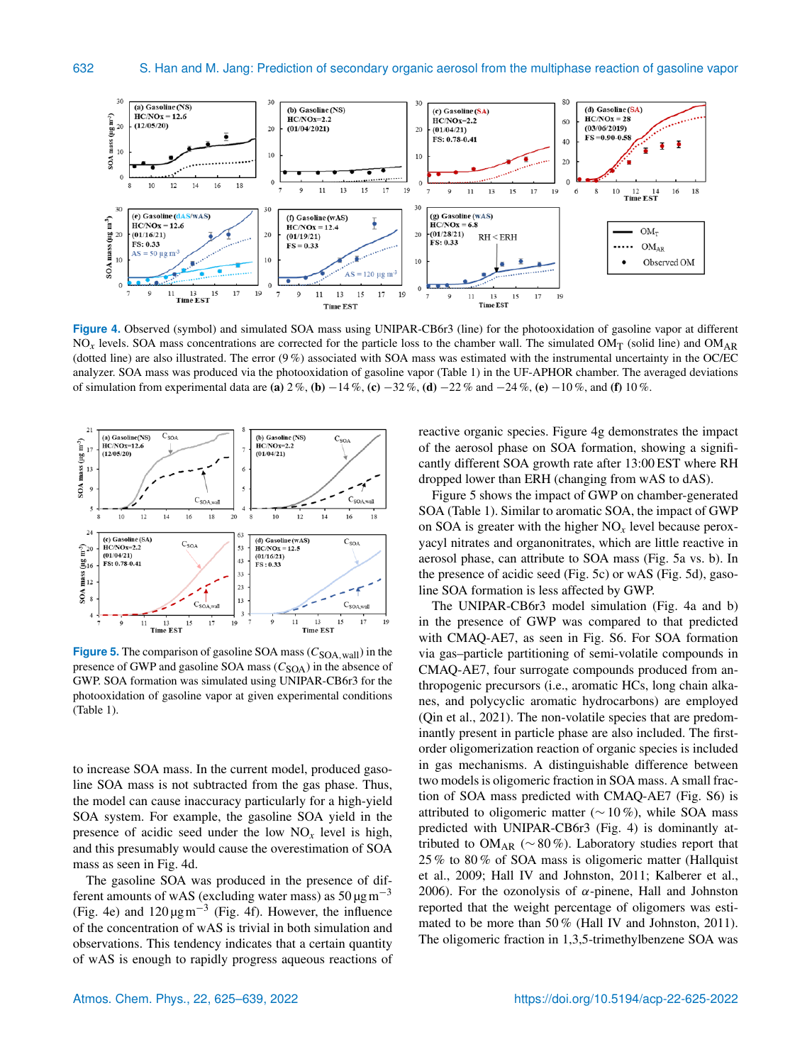**Figure 4.** Observed (symbol) and simulated SOA mass using UNIPAR-CB6r3 (line) for the photooxidation of gasoline vapor at different $NO_x$ levels. SOA mass concentrations are corrected for the particle loss to the chamber wall. The simulated $OM_T$ (solid line) and $OM_{AR}$ (dotted line) are also illustrated. The error (9 %) associated with SOA mass was estimated with the instrumental uncertainty in the OC/EC analyzer. SOA mass was produced via the photooxidation of gasoline vapor (Table 1) in the UF-APHOR chamber. The averaged deviations of simulation from experimental data are **(a)** 2 %, **(b)** −14 %, **(c)** −32 %, **(d)** −22 % and −24 %, **(e)** −10 %, and **(f)** 10 %.

**Figure 5.** The comparison of gasoline SOA mass ($C_{SOA,wall}$) in the presence of GWP and gasoline SOA mass ($C_{SOA}$) in the absence of GWP. SOA formation was simulated using UNIPAR-CB6r3 for the photooxidation of gasoline vapor at given experimental conditions (Table 1).

to increase SOA mass. In the current model, produced gasoline SOA mass is not subtracted from the gas phase. Thus, the model can cause inaccuracy particularly for a high-yield SOA system. For example, the gasoline SOA yield in the presence of acidic seed under the low $NO_x$ level is high, and this presumably would cause the overestimation of SOA mass as seen in Fig. 4d.

The gasoline SOA was produced in the presence of different amounts of wAS (excluding water mass) as 50 $\mu g\,m^{-3}$ (Fig. 4e) and 120 $\mu g\,m^{-3}$ (Fig. 4f). However, the influence of the concentration of wAS is trivial in both simulation and observations. This tendency indicates that a certain quantity of wAS is enough to rapidly progress aqueous reactions of reactive organic species. Figure 4g demonstrates the impact of the aerosol phase on SOA formation, showing a significantly different SOA growth rate after 13:00 EST where RH dropped lower than ERH (changing from wAS to dAS).

Figure 5 shows the impact of GWP on chamber-generated SOA (Table 1). Similar to aromatic SOA, the impact of GWP on SOA is greater with the higher $NO_x$ level because peroxyacyl nitrates and organonitrates, which are little reactive in aerosol phase, can attribute to SOA mass (Fig. 5a vs. b). In the presence of acidic seed (Fig. 5c) or wAS (Fig. 5d), gasoline SOA formation is less affected by GWP.

The UNIPAR-CB6r3 model simulation (Fig. 4a and b) in the presence of GWP was compared to that predicted with CMAQ-AE7, as seen in Fig. S6. For SOA formation via gas–particle partitioning of semi-volatile compounds in CMAQ-AE7, four surrogate compounds produced from anthropogenic precursors (i.e., aromatic HCs, long chain alkanes, and polycyclic aromatic hydrocarbons) are employed (Qin et al., 2021). The non-volatile species that are predominantly present in particle phase are also included. The first-order oligomerization reaction of organic species is included in gas mechanisms. A distinguishable difference between two models is oligomeric fraction in SOA mass. A small fraction of SOA mass predicted with CMAQ-AE7 (Fig. S6) is attributed to oligomeric matter (∼ 10 %), while SOA mass predicted with UNIPAR-CB6r3 (Fig. 4) is dominantly attributed to $OM_{AR}$ (∼ 80 %). Laboratory studies report that 25 % to 80 % of SOA mass is oligomeric matter (Hallquist et al., 2009; Hall IV and Johnston, 2011; Kalberer et al., 2006). For the ozonolysis of $\alpha$-pinene, Hall and Johnston reported that the weight percentage of oligomers was estimated to be more than 50 % (Hall IV and Johnston, 2011). The oligomeric fraction in 1,3,5-trimethylbenzene SOA was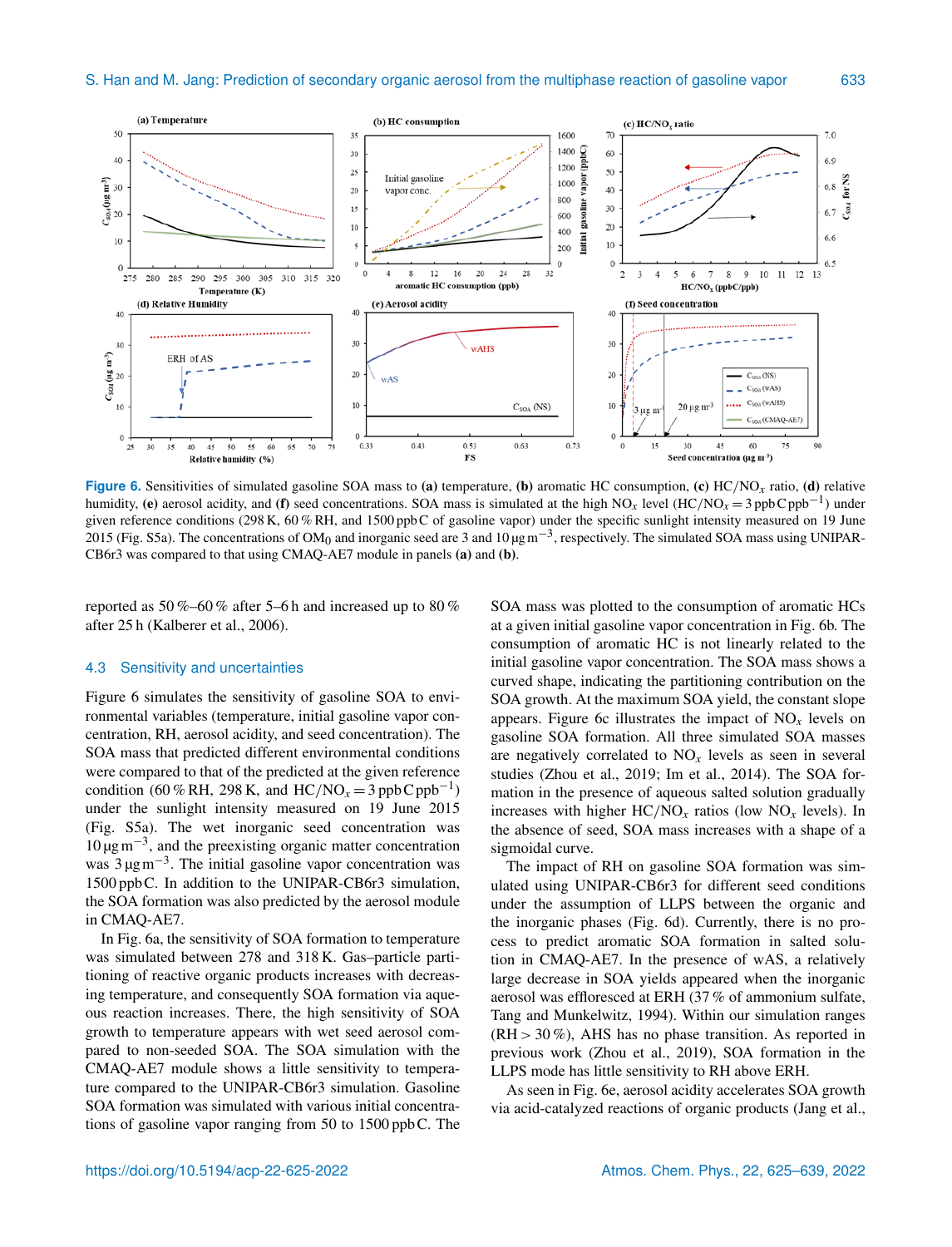**Figure 6.** Sensitivities of simulated gasoline SOA mass to **(a)** temperature, **(b)** aromatic HC consumption, **(c)** $HC/NO_x$ ratio, **(d)** relative humidity, **(e)** aerosol acidity, and **(f)** seed concentrations. SOA mass is simulated at the high $NO_x$ level ($HC/NO_x = 3$ ppbC $ppb^{-1}$) under given reference conditions (298 K, 60 % RH, and 1500 ppbC of gasoline vapor) under the specific sunlight intensity measured on 19 June 2015 (Fig. S5a). The concentrations of $OM_0$ and inorganic seed are 3 and 10 $\mu g\, m^{-3}$, respectively. The simulated SOA mass using UNIPAR-CB6r3 was compared to that using CMAQ-AE7 module in panels **(a)** and **(b)**.

reported as 50 %–60 % after 5–6 h and increased up to 80 % after 25 h (Kalberer et al., 2006).

### 4.3 Sensitivity and uncertainties

Figure 6 simulates the sensitivity of gasoline SOA to environmental variables (temperature, initial gasoline vapor concentration, RH, aerosol acidity, and seed concentration). The SOA mass that predicted different environmental conditions were compared to that of the predicted at the given reference condition (60 % RH, 298 K, and $HC/NO_x = 3$ ppbC $ppb^{-1}$) under the sunlight intensity measured on 19 June 2015 (Fig. S5a). The wet inorganic seed concentration was 10 $\mu g\, m^{-3}$, and the preexisting organic matter concentration was 3 $\mu g\, m^{-3}$. The initial gasoline vapor concentration was 1500 ppbC. In addition to the UNIPAR-CB6r3 simulation, the SOA formation was also predicted by the aerosol module in CMAQ-AE7.

In Fig. 6a, the sensitivity of SOA formation to temperature was simulated between 278 and 318 K. Gas–particle partitioning of reactive organic products increases with decreasing temperature, and consequently SOA formation via aqueous reaction increases. There, the high sensitivity of SOA growth to temperature appears with wet seed aerosol compared to non-seeded SOA. The SOA simulation with the CMAQ-AE7 module shows a little sensitivity to temperature compared to the UNIPAR-CB6r3 simulation. Gasoline SOA formation was simulated with various initial concentrations of gasoline vapor ranging from 50 to 1500 ppbC. The SOA mass was plotted to the consumption of aromatic HCs at a given initial gasoline vapor concentration in Fig. 6b. The consumption of aromatic HC is not linearly related to the initial gasoline vapor concentration. The SOA mass shows a curved shape, indicating the partitioning contribution on the SOA growth. At the maximum SOA yield, the constant slope appears. Figure 6c illustrates the impact of $NO_x$ levels on gasoline SOA formation. All three simulated SOA masses are negatively correlated to $NO_x$ levels as seen in several studies (Zhou et al., 2019; Im et al., 2014). The SOA formation in the presence of aqueous salted solution gradually increases with higher $HC/NO_x$ ratios (low $NO_x$ levels). In the absence of seed, SOA mass increases with a shape of a sigmoidal curve.

The impact of RH on gasoline SOA formation was simulated using UNIPAR-CB6r3 for different seed conditions under the assumption of LLPS between the organic and the inorganic phases (Fig. 6d). Currently, there is no process to predict aromatic SOA formation in salted solution in CMAQ-AE7. In the presence of wAS, a relatively large decrease in SOA yields appeared when the inorganic aerosol was effloresced at ERH (37 % of ammonium sulfate, Tang and Munkelwitz, 1994). Within our simulation ranges (RH > 30 %), AHS has no phase transition. As reported in previous work (Zhou et al., 2019), SOA formation in the LLPS mode has little sensitivity to RH above ERH.

As seen in Fig. 6e, aerosol acidity accelerates SOA growth via acid-catalyzed reactions of organic products (Jang et al.,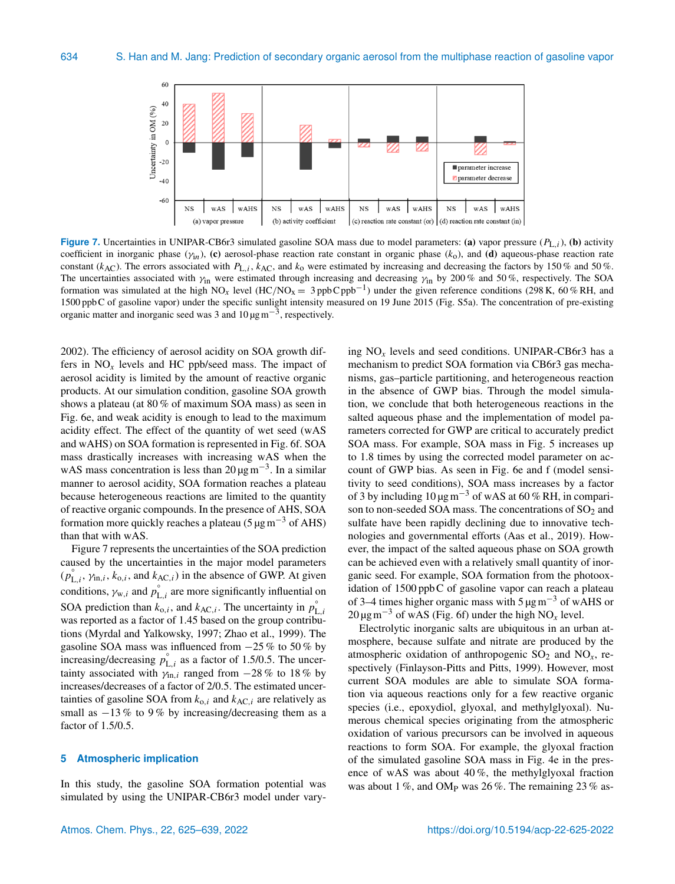Figure 7. Uncertainties in UNIPAR-CB6r3 simulated gasoline SOA mass due to model parameters: **(a)** vapor pressure ($P_{L,i}$), **(b)** activity coefficient in inorganic phase ($\gamma_{in}$), **(c)** aerosol-phase reaction rate constant in organic phase ($k_o$), and **(d)** aqueous-phase reaction rate constant ($k_{AC}$). The errors associated with $P_{L,i}$, $k_{AC}$, and $k_o$ were estimated by increasing and decreasing the factors by 150 % and 50 %. The uncertainties associated with $\gamma_{in}$ were estimated through increasing and decreasing $\gamma_{in}$ by 200 % and 50 %, respectively. The SOA formation was simulated at the high $NO_x$ level (HC/$NO_x$ = 3 ppbC ppb$^{-1}$) under the given reference conditions (298 K, 60 % RH, and 1500 ppbC of gasoline vapor) under the specific sunlight intensity measured on 19 June 2015 (Fig. S5a). The concentration of pre-existing organic matter and inorganic seed was 3 and 10 µg m$^{-3}$, respectively.

2002). The efficiency of aerosol acidity on SOA growth differs in $NO_x$ levels and HC ppb/seed mass. The impact of aerosol acidity is limited by the amount of reactive organic products. At our simulation condition, gasoline SOA growth shows a plateau (at 80 % of maximum SOA mass) as seen in Fig. 6e, and weak acidity is enough to lead to the maximum acidity effect. The effect of the quantity of wet seed (wAS and wAHS) on SOA formation is represented in Fig. 6f. SOA mass drastically increases with increasing wAS when the wAS mass concentration is less than 20 µg m$^{-3}$. In a similar manner to aerosol acidity, SOA formation reaches a plateau because heterogeneous reactions are limited to the quantity of reactive organic compounds. In the presence of AHS, SOA formation more quickly reaches a plateau (5 µg m$^{-3}$ of AHS) than that with wAS.

Figure 7 represents the uncertainties of the SOA prediction caused by the uncertainties in the major model parameters ($p^{\circ}_{L,i}$, $\gamma_{in,i}$, $k_{o,i}$, and $k_{AC,i}$) in the absence of GWP. At given conditions, $\gamma_{w,i}$ and $p^{\circ}_{L,i}$ are more significantly influential on SOA prediction than $k_{o,i}$, and $k_{AC,i}$. The uncertainty in $p^{\circ}_{L,i}$ was reported as a factor of 1.45 based on the group contributions (Myrdal and Yalkowsky, 1997; Zhao et al., 1999). The gasoline SOA mass was influenced from −25 % to 50 % by increasing/decreasing $p^{\circ}_{L,i}$ as a factor of 1.5/0.5. The uncertainty associated with $\gamma_{in,i}$ ranged from −28 % to 18 % by increases/decreases of a factor of 2/0.5. The estimated uncertainties of gasoline SOA from $k_{o,i}$ and $k_{AC,i}$ are relatively as small as −13 % to 9 % by increasing/decreasing them as a factor of 1.5/0.5.

## 5 Atmospheric implication

In this study, the gasoline SOA formation potential was simulated by using the UNIPAR-CB6r3 model under varying $NO_x$ levels and seed conditions. UNIPAR-CB6r3 has a mechanism to predict SOA formation via CB6r3 gas mechanisms, gas–particle partitioning, and heterogeneous reaction in the absence of GWP bias. Through the model simulation, we conclude that both heterogeneous reactions in the salted aqueous phase and the implementation of model parameters corrected for GWP are critical to accurately predict SOA mass. For example, SOA mass in Fig. 5 increases up to 1.8 times by using the corrected model parameter on account of GWP bias. As seen in Fig. 6e and f (model sensitivity to seed conditions), SOA mass increases by a factor of 3 by including 10 µg m$^{-3}$ of wAS at 60 % RH, in comparison to non-seeded SOA mass. The concentrations of $SO_2$ and sulfate have been rapidly declining due to innovative technologies and governmental efforts (Aas et al., 2019). However, the impact of the salted aqueous phase on SOA growth can be achieved even with a relatively small quantity of inorganic seed. For example, SOA formation from the photooxidation of 1500 ppbC of gasoline vapor can reach a plateau of 3–4 times higher organic mass with 5 µg m$^{-3}$ of wAHS or 20 µg m$^{-3}$ of wAS (Fig. 6f) under the high $NO_x$ level.

Electrolytic inorganic salts are ubiquitous in an urban atmosphere, because sulfate and nitrate are produced by the atmospheric oxidation of anthropogenic $SO_2$ and $NO_x$, respectively (Finlayson-Pitts and Pitts, 1999). However, most current SOA modules are able to simulate SOA formation via aqueous reactions only for a few reactive organic species (i.e., epoxydiol, glyoxal, and methylglyoxal). Numerous chemical species originating from the atmospheric oxidation of various precursors can be involved in aqueous reactions to form SOA. For example, the glyoxal fraction of the simulated gasoline SOA mass in Fig. 4e in the presence of wAS was about 40 %, the methylglyoxal fraction was about 1 %, and $OM_P$ was 26 %. The remaining 23 % as-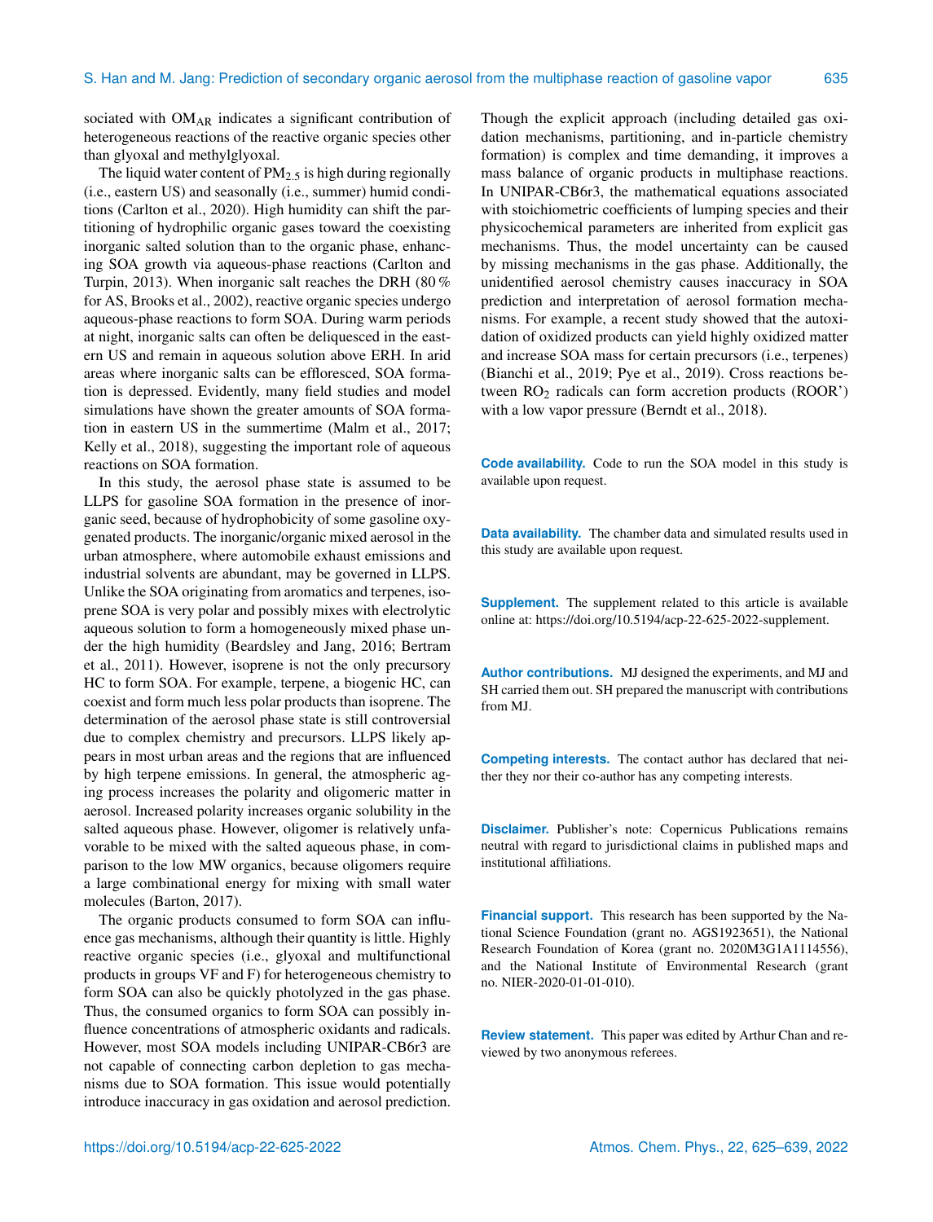sociated with $OM_{AR}$ indicates a significant contribution of heterogeneous reactions of the reactive organic species other than glyoxal and methylglyoxal.

The liquid water content of $PM_{2.5}$ is high during regionally (i.e., eastern US) and seasonally (i.e., summer) humid conditions (Carlton et al., 2020). High humidity can shift the partitioning of hydrophilic organic gases toward the coexisting inorganic salted solution than to the organic phase, enhancing SOA growth via aqueous-phase reactions (Carlton and Turpin, 2013). When inorganic salt reaches the DRH (80 % for AS, Brooks et al., 2002), reactive organic species undergo aqueous-phase reactions to form SOA. During warm periods at night, inorganic salts can often be deliquesced in the eastern US and remain in aqueous solution above ERH. In arid areas where inorganic salts can be effloresced, SOA formation is depressed. Evidently, many field studies and model simulations have shown the greater amounts of SOA formation in eastern US in the summertime (Malm et al., 2017; Kelly et al., 2018), suggesting the important role of aqueous reactions on SOA formation.

In this study, the aerosol phase state is assumed to be LLPS for gasoline SOA formation in the presence of inorganic seed, because of hydrophobicity of some gasoline oxygenated products. The inorganic/organic mixed aerosol in the urban atmosphere, where automobile exhaust emissions and industrial solvents are abundant, may be governed in LLPS. Unlike the SOA originating from aromatics and terpenes, isoprene SOA is very polar and possibly mixes with electrolytic aqueous solution to form a homogeneously mixed phase under the high humidity (Beardsley and Jang, 2016; Bertram et al., 2011). However, isoprene is not the only precursory HC to form SOA. For example, terpene, a biogenic HC, can coexist and form much less polar products than isoprene. The determination of the aerosol phase state is still controversial due to complex chemistry and precursors. LLPS likely appears in most urban areas and the regions that are influenced by high terpene emissions. In general, the atmospheric aging process increases the polarity and oligomeric matter in aerosol. Increased polarity increases organic solubility in the salted aqueous phase. However, oligomer is relatively unfavorable to be mixed with the salted aqueous phase, in comparison to the low MW organics, because oligomers require a large combinational energy for mixing with small water molecules (Barton, 2017).

The organic products consumed to form SOA can influence gas mechanisms, although their quantity is little. Highly reactive organic species (i.e., glyoxal and multifunctional products in groups VF and F) for heterogeneous chemistry to form SOA can also be quickly photolyzed in the gas phase. Thus, the consumed organics to form SOA can possibly influence concentrations of atmospheric oxidants and radicals. However, most SOA models including UNIPAR-CB6r3 are not capable of connecting carbon depletion to gas mechanisms due to SOA formation. This issue would potentially introduce inaccuracy in gas oxidation and aerosol prediction. Though the explicit approach (including detailed gas oxidation mechanisms, partitioning, and in-particle chemistry formation) is complex and time demanding, it improves a mass balance of organic products in multiphase reactions. In UNIPAR-CB6r3, the mathematical equations associated with stoichiometric coefficients of lumping species and their physicochemical parameters are inherited from explicit gas mechanisms. Thus, the model uncertainty can be caused by missing mechanisms in the gas phase. Additionally, the unidentified aerosol chemistry causes inaccuracy in SOA prediction and interpretation of aerosol formation mechanisms. For example, a recent study showed that the autoxidation of oxidized products can yield highly oxidized matter and increase SOA mass for certain precursors (i.e., terpenes) (Bianchi et al., 2019; Pye et al., 2019). Cross reactions between $RO_2$ radicals can form accretion products (ROOR') with a low vapor pressure (Berndt et al., 2018).

**Code availability.** Code to run the SOA model in this study is available upon request.

**Data availability.** The chamber data and simulated results used in this study are available upon request.

**Supplement.** The supplement related to this article is available online at: https://doi.org/10.5194/acp-22-625-2022-supplement.

**Author contributions.** MJ designed the experiments, and MJ and SH carried them out. SH prepared the manuscript with contributions from MJ.

**Competing interests.** The contact author has declared that neither they nor their co-author has any competing interests.

**Disclaimer.** Publisher's note: Copernicus Publications remains neutral with regard to jurisdictional claims in published maps and institutional affiliations.

**Financial support.** This research has been supported by the National Science Foundation (grant no. AGS1923651), the National Research Foundation of Korea (grant no. 2020M3G1A1114556), and the National Institute of Environmental Research (grant no. NIER-2020-01-01-010).

**Review statement.** This paper was edited by Arthur Chan and reviewed by two anonymous referees.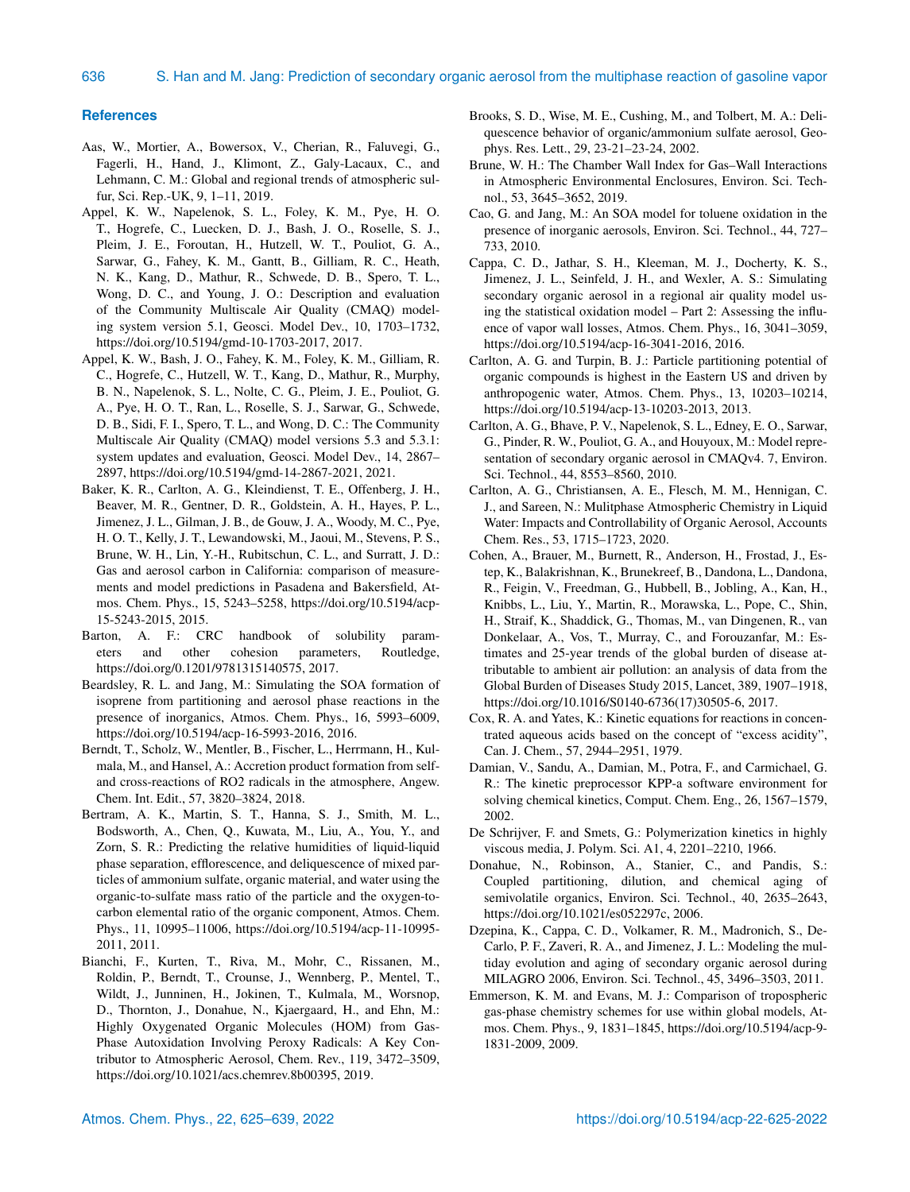## References

Aas, W., Mortier, A., Bowersox, V., Cherian, R., Faluvegi, G., Fagerli, H., Hand, J., Klimont, Z., Galy-Lacaux, C., and Lehmann, C. M.: Global and regional trends of atmospheric sulfur, Sci. Rep.-UK, 9, 1–11, 2019.

Appel, K. W., Napelenok, S. L., Foley, K. M., Pye, H. O. T., Hogrefe, C., Luecken, D. J., Bash, J. O., Roselle, S. J., Pleim, J. E., Foroutan, H., Hutzell, W. T., Pouliot, G. A., Sarwar, G., Fahey, K. M., Gantt, B., Gilliam, R. C., Heath, N. K., Kang, D., Mathur, R., Schwede, D. B., Spero, T. L., Wong, D. C., and Young, J. O.: Description and evaluation of the Community Multiscale Air Quality (CMAQ) modeling system version 5.1, Geosci. Model Dev., 10, 1703–1732, https://doi.org/10.5194/gmd-10-1703-2017, 2017.

Appel, K. W., Bash, J. O., Fahey, K. M., Foley, K. M., Gilliam, R. C., Hogrefe, C., Hutzell, W. T., Kang, D., Mathur, R., Murphy, B. N., Napelenok, S. L., Nolte, C. G., Pleim, J. E., Pouliot, G. A., Pye, H. O. T., Ran, L., Roselle, S. J., Sarwar, G., Schwede, D. B., Sidi, F. I., Spero, T. L., and Wong, D. C.: The Community Multiscale Air Quality (CMAQ) model versions 5.3 and 5.3.1: system updates and evaluation, Geosci. Model Dev., 14, 2867–2897, https://doi.org/10.5194/gmd-14-2867-2021, 2021.

Baker, K. R., Carlton, A. G., Kleindienst, T. E., Offenberg, J. H., Beaver, M. R., Gentner, D. R., Goldstein, A. H., Hayes, P. L., Jimenez, J. L., Gilman, J. B., de Gouw, J. A., Woody, M. C., Pye, H. O. T., Kelly, J. T., Lewandowski, M., Jaoui, M., Stevens, P. S., Brune, W. H., Lin, Y.-H., Rubitschun, C. L., and Surratt, J. D.: Gas and aerosol carbon in California: comparison of measurements and model predictions in Pasadena and Bakersfield, Atmos. Chem. Phys., 15, 5243–5258, https://doi.org/10.5194/acp-15-5243-2015, 2015.

Barton, A. F.: CRC handbook of solubility parameters and other cohesion parameters, Routledge, https://doi.org/0.1201/9781315140575, 2017.

Beardsley, R. L. and Jang, M.: Simulating the SOA formation of isoprene from partitioning and aerosol phase reactions in the presence of inorganics, Atmos. Chem. Phys., 16, 5993–6009, https://doi.org/10.5194/acp-16-5993-2016, 2016.

Berndt, T., Scholz, W., Mentler, B., Fischer, L., Herrmann, H., Kulmala, M., and Hansel, A.: Accretion product formation from self- and cross-reactions of RO2 radicals in the atmosphere, Angew. Chem. Int. Edit., 57, 3820–3824, 2018.

Bertram, A. K., Martin, S. T., Hanna, S. J., Smith, M. L., Bodsworth, A., Chen, Q., Kuwata, M., Liu, A., You, Y., and Zorn, S. R.: Predicting the relative humidities of liquid-liquid phase separation, efflorescence, and deliquescence of mixed particles of ammonium sulfate, organic material, and water using the organic-to-sulfate mass ratio of the particle and the oxygen-to-carbon elemental ratio of the organic component, Atmos. Chem. Phys., 11, 10995–11006, https://doi.org/10.5194/acp-11-10995-2011, 2011.

Bianchi, F., Kurten, T., Riva, M., Mohr, C., Rissanen, M., Roldin, P., Berndt, T., Crounse, J., Wennberg, P., Mentel, T., Wildt, J., Junninen, H., Jokinen, T., Kulmala, M., Worsnop, D., Thornton, J., Donahue, N., Kjaergaard, H., and Ehn, M.: Highly Oxygenated Organic Molecules (HOM) from Gas-Phase Autoxidation Involving Peroxy Radicals: A Key Contributor to Atmospheric Aerosol, Chem. Rev., 119, 3472–3509, https://doi.org/10.1021/acs.chemrev.8b00395, 2019.

Brooks, S. D., Wise, M. E., Cushing, M., and Tolbert, M. A.: Deliquescence behavior of organic/ammonium sulfate aerosol, Geophys. Res. Lett., 29, 23-21–23-24, 2002.

Brune, W. H.: The Chamber Wall Index for Gas–Wall Interactions in Atmospheric Environmental Enclosures, Environ. Sci. Technol., 53, 3645–3652, 2019.

Cao, G. and Jang, M.: An SOA model for toluene oxidation in the presence of inorganic aerosols, Environ. Sci. Technol., 44, 727–733, 2010.

Cappa, C. D., Jathar, S. H., Kleeman, M. J., Docherty, K. S., Jimenez, J. L., Seinfeld, J. H., and Wexler, A. S.: Simulating secondary organic aerosol in a regional air quality model using the statistical oxidation model – Part 2: Assessing the influence of vapor wall losses, Atmos. Chem. Phys., 16, 3041–3059, https://doi.org/10.5194/acp-16-3041-2016, 2016.

Carlton, A. G. and Turpin, B. J.: Particle partitioning potential of organic compounds is highest in the Eastern US and driven by anthropogenic water, Atmos. Chem. Phys., 13, 10203–10214, https://doi.org/10.5194/acp-13-10203-2013, 2013.

Carlton, A. G., Bhave, P. V., Napelenok, S. L., Edney, E. O., Sarwar, G., Pinder, R. W., Pouliot, G. A., and Houyoux, M.: Model representation of secondary organic aerosol in CMAQv4. 7, Environ. Sci. Technol., 44, 8553–8560, 2010.

Carlton, A. G., Christiansen, A. E., Flesch, M. M., Hennigan, C. J., and Sareen, N.: Mulitphase Atmospheric Chemistry in Liquid Water: Impacts and Controllability of Organic Aerosol, Accounts Chem. Res., 53, 1715–1723, 2020.

Cohen, A., Brauer, M., Burnett, R., Anderson, H., Frostad, J., Estep, K., Balakrishnan, K., Brunekreef, B., Dandona, L., Dandona, R., Feigin, V., Freedman, G., Hubbell, B., Jobling, A., Kan, H., Knibbs, L., Liu, Y., Martin, R., Morawska, L., Pope, C., Shin, H., Straif, K., Shaddick, G., Thomas, M., van Dingenen, R., van Donkelaar, A., Vos, T., Murray, C., and Forouzanfar, M.: Estimates and 25-year trends of the global burden of disease attributable to ambient air pollution: an analysis of data from the Global Burden of Diseases Study 2015, Lancet, 389, 1907–1918, https://doi.org/10.1016/S0140-6736(17)30505-6, 2017.

Cox, R. A. and Yates, K.: Kinetic equations for reactions in concentrated aqueous acids based on the concept of "excess acidity", Can. J. Chem., 57, 2944–2951, 1979.

Damian, V., Sandu, A., Damian, M., Potra, F., and Carmichael, G. R.: The kinetic preprocessor KPP-a software environment for solving chemical kinetics, Comput. Chem. Eng., 26, 1567–1579, 2002.

De Schrijver, F. and Smets, G.: Polymerization kinetics in highly viscous media, J. Polym. Sci. A1, 4, 2201–2210, 1966.

Donahue, N., Robinson, A., Stanier, C., and Pandis, S.: Coupled partitioning, dilution, and chemical aging of semivolatile organics, Environ. Sci. Technol., 40, 2635–2643, https://doi.org/10.1021/es052297c, 2006.

Dzepina, K., Cappa, C. D., Volkamer, R. M., Madronich, S., DeCarlo, P. F., Zaveri, R. A., and Jimenez, J. L.: Modeling the multiday evolution and aging of secondary organic aerosol during MILAGRO 2006, Environ. Sci. Technol., 45, 3496–3503, 2011.

Emmerson, K. M. and Evans, M. J.: Comparison of tropospheric gas-phase chemistry schemes for use within global models, Atmos. Chem. Phys., 9, 1831–1845, https://doi.org/10.5194/acp-9-1831-2009, 2009.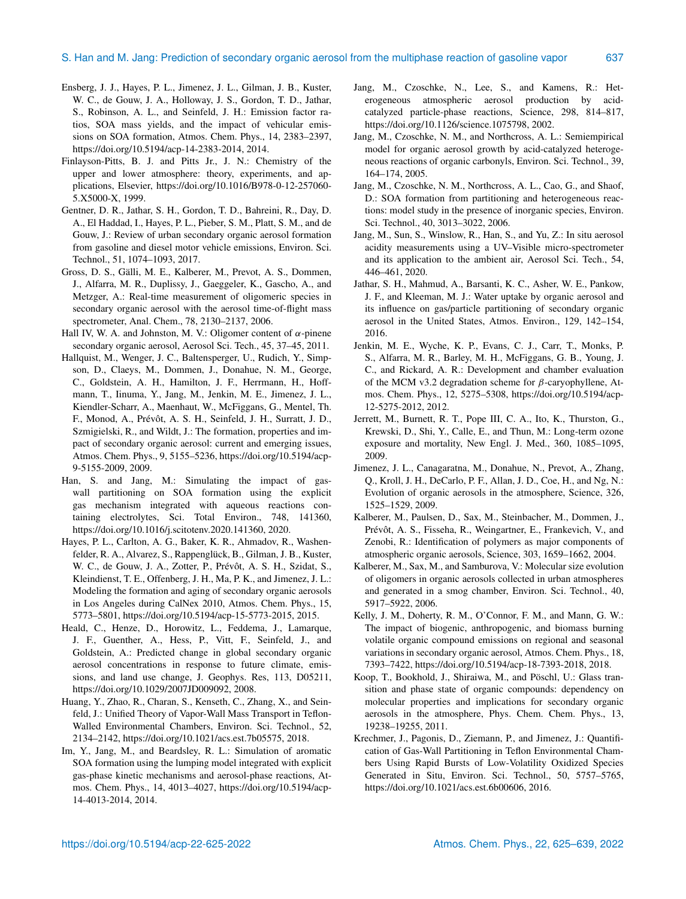Ensberg, J. J., Hayes, P. L., Jimenez, J. L., Gilman, J. B., Kuster, W. C., de Gouw, J. A., Holloway, J. S., Gordon, T. D., Jathar, S., Robinson, A. L., and Seinfeld, J. H.: Emission factor ratios, SOA mass yields, and the impact of vehicular emissions on SOA formation, Atmos. Chem. Phys., 14, 2383–2397, https://doi.org/10.5194/acp-14-2383-2014, 2014.

Finlayson-Pitts, B. J. and Pitts Jr., J. N.: Chemistry of the upper and lower atmosphere: theory, experiments, and applications, Elsevier, https://doi.org/10.1016/B978-0-12-257060-5.X5000-X, 1999.

Gentner, D. R., Jathar, S. H., Gordon, T. D., Bahreini, R., Day, D. A., El Haddad, I., Hayes, P. L., Pieber, S. M., Platt, S. M., and de Gouw, J.: Review of urban secondary organic aerosol formation from gasoline and diesel motor vehicle emissions, Environ. Sci. Technol., 51, 1074–1093, 2017.

Gross, D. S., Gälli, M. E., Kalberer, M., Prevot, A. S., Dommen, J., Alfarra, M. R., Duplissy, J., Gaeggeler, K., Gascho, A., and Metzger, A.: Real-time measurement of oligomeric species in secondary organic aerosol with the aerosol time-of-flight mass spectrometer, Anal. Chem., 78, 2130–2137, 2006.

Hall IV, W. A. and Johnston, M. V.: Oligomer content of α-pinene secondary organic aerosol, Aerosol Sci. Tech., 45, 37–45, 2011.

Hallquist, M., Wenger, J. C., Baltensperger, U., Rudich, Y., Simpson, D., Claeys, M., Dommen, J., Donahue, N. M., George, C., Goldstein, A. H., Hamilton, J. F., Herrmann, H., Hoffmann, T., Iinuma, Y., Jang, M., Jenkin, M. E., Jimenez, J. L., Kiendler-Scharr, A., Maenhaut, W., McFiggans, G., Mentel, Th. F., Monod, A., Prévôt, A. S. H., Seinfeld, J. H., Surratt, J. D., Szmigielski, R., and Wildt, J.: The formation, properties and impact of secondary organic aerosol: current and emerging issues, Atmos. Chem. Phys., 9, 5155–5236, https://doi.org/10.5194/acp-9-5155-2009, 2009.

Han, S. and Jang, M.: Simulating the impact of gas-wall partitioning on SOA formation using the explicit gas mechanism integrated with aqueous reactions containing electrolytes, Sci. Total Environ., 748, 141360, https://doi.org/10.1016/j.scitotenv.2020.141360, 2020.

Hayes, P. L., Carlton, A. G., Baker, K. R., Ahmadov, R., Washenfelder, R. A., Alvarez, S., Rappenglück, B., Gilman, J. B., Kuster, W. C., de Gouw, J. A., Zotter, P., Prévôt, A. S. H., Szidat, S., Kleindienst, T. E., Offenberg, J. H., Ma, P. K., and Jimenez, J. L.: Modeling the formation and aging of secondary organic aerosols in Los Angeles during CalNex 2010, Atmos. Chem. Phys., 15, 5773–5801, https://doi.org/10.5194/acp-15-5773-2015, 2015.

Heald, C., Henze, D., Horowitz, L., Feddema, J., Lamarque, J. F., Guenther, A., Hess, P., Vitt, F., Seinfeld, J., and Goldstein, A.: Predicted change in global secondary organic aerosol concentrations in response to future climate, emissions, and land use change, J. Geophys. Res, 113, D05211, https://doi.org/10.1029/2007JD009092, 2008.

Huang, Y., Zhao, R., Charan, S., Kenseth, C., Zhang, X., and Seinfeld, J.: Unified Theory of Vapor-Wall Mass Transport in Teflon-Walled Environmental Chambers, Environ. Sci. Technol., 52, 2134–2142, https://doi.org/10.1021/acs.est.7b05575, 2018.

Im, Y., Jang, M., and Beardsley, R. L.: Simulation of aromatic SOA formation using the lumping model integrated with explicit gas-phase kinetic mechanisms and aerosol-phase reactions, Atmos. Chem. Phys., 14, 4013–4027, https://doi.org/10.5194/acp-14-4013-2014, 2014.

Jang, M., Czoschke, N., Lee, S., and Kamens, R.: Heterogeneous atmospheric aerosol production by acid-catalyzed particle-phase reactions, Science, 298, 814–817, https://doi.org/10.1126/science.1075798, 2002.

Jang, M., Czoschke, N. M., and Northcross, A. L.: Semiempirical model for organic aerosol growth by acid-catalyzed heterogeneous reactions of organic carbonyls, Environ. Sci. Technol., 39, 164–174, 2005.

Jang, M., Czoschke, N. M., Northcross, A. L., Cao, G., and Shaof, D.: SOA formation from partitioning and heterogeneous reactions: model study in the presence of inorganic species, Environ. Sci. Technol., 40, 3013–3022, 2006.

Jang, M., Sun, S., Winslow, R., Han, S., and Yu, Z.: In situ aerosol acidity measurements using a UV–Visible micro-spectrometer and its application to the ambient air, Aerosol Sci. Tech., 54, 446–461, 2020.

Jathar, S. H., Mahmud, A., Barsanti, K. C., Asher, W. E., Pankow, J. F., and Kleeman, M. J.: Water uptake by organic aerosol and its influence on gas/particle partitioning of secondary organic aerosol in the United States, Atmos. Environ., 129, 142–154, 2016.

Jenkin, M. E., Wyche, K. P., Evans, C. J., Carr, T., Monks, P. S., Alfarra, M. R., Barley, M. H., McFiggans, G. B., Young, J. C., and Rickard, A. R.: Development and chamber evaluation of the MCM v3.2 degradation scheme for β-caryophyllene, Atmos. Chem. Phys., 12, 5275–5308, https://doi.org/10.5194/acp-12-5275-2012, 2012.

Jerrett, M., Burnett, R. T., Pope III, C. A., Ito, K., Thurston, G., Krewski, D., Shi, Y., Calle, E., and Thun, M.: Long-term ozone exposure and mortality, New Engl. J. Med., 360, 1085–1095, 2009.

Jimenez, J. L., Canagaratna, M., Donahue, N., Prevot, A., Zhang, Q., Kroll, J. H., DeCarlo, P. F., Allan, J. D., Coe, H., and Ng, N.: Evolution of organic aerosols in the atmosphere, Science, 326, 1525–1529, 2009.

Kalberer, M., Paulsen, D., Sax, M., Steinbacher, M., Dommen, J., Prévôt, A. S., Fisseha, R., Weingartner, E., Frankevich, V., and Zenobi, R.: Identification of polymers as major components of atmospheric organic aerosols, Science, 303, 1659–1662, 2004.

Kalberer, M., Sax, M., and Samburova, V.: Molecular size evolution of oligomers in organic aerosols collected in urban atmospheres and generated in a smog chamber, Environ. Sci. Technol., 40, 5917–5922, 2006.

Kelly, J. M., Doherty, R. M., O'Connor, F. M., and Mann, G. W.: The impact of biogenic, anthropogenic, and biomass burning volatile organic compound emissions on regional and seasonal variations in secondary organic aerosol, Atmos. Chem. Phys., 18, 7393–7422, https://doi.org/10.5194/acp-18-7393-2018, 2018.

Koop, T., Bookhold, J., Shiraiwa, M., and Pöschl, U.: Glass transition and phase state of organic compounds: dependency on molecular properties and implications for secondary organic aerosols in the atmosphere, Phys. Chem. Chem. Phys., 13, 19238–19255, 2011.

Krechmer, J., Pagonis, D., Ziemann, P., and Jimenez, J.: Quantification of Gas-Wall Partitioning in Teflon Environmental Chambers Using Rapid Bursts of Low-Volatility Oxidized Species Generated in Situ, Environ. Sci. Technol., 50, 5757–5765, https://doi.org/10.1021/acs.est.6b00606, 2016.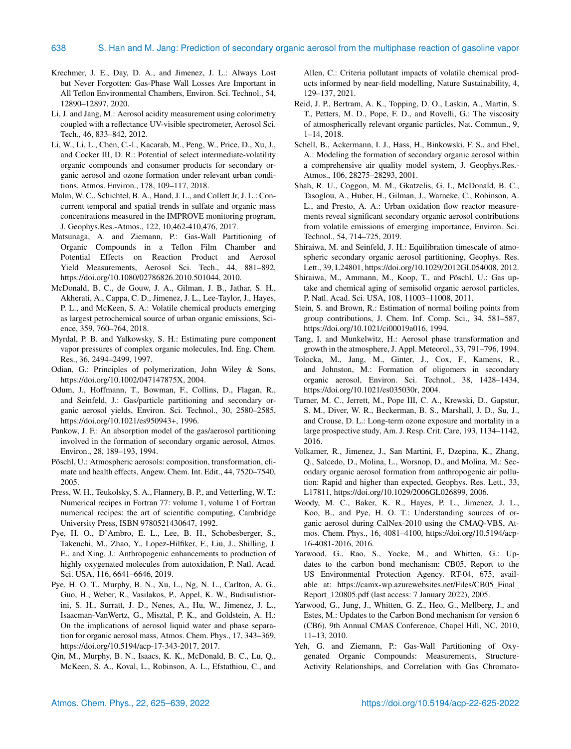Krechmer, J. E., Day, D. A., and Jimenez, J. L.: Always Lost but Never Forgotten: Gas-Phase Wall Losses Are Important in All Teflon Environmental Chambers, Environ. Sci. Technol., 54, 12890–12897, 2020.

Li, J. and Jang, M.: Aerosol acidity measurement using colorimetry coupled with a reflectance UV-visible spectrometer, Aerosol Sci. Tech., 46, 833–842, 2012.

Li, W., Li, L., Chen, C.-l., Kacarab, M., Peng, W., Price, D., Xu, J., and Cocker III, D. R.: Potential of select intermediate-volatility organic compounds and consumer products for secondary organic aerosol and ozone formation under relevant urban conditions, Atmos. Environ., 178, 109–117, 2018.

Malm, W. C., Schichtel, B. A., Hand, J. L., and Collett Jr, J. L.: Concurrent temporal and spatial trends in sulfate and organic mass concentrations measured in the IMPROVE monitoring program, J. Geophys.Res.-Atmos., 122, 10,462-410,476, 2017.

Matsunaga, A. and Ziemann, P.: Gas-Wall Partitioning of Organic Compounds in a Teflon Film Chamber and Potential Effects on Reaction Product and Aerosol Yield Measurements, Aerosol Sci. Tech., 44, 881–892, https://doi.org/10.1080/02786826.2010.501044, 2010.

McDonald, B. C., de Gouw, J. A., Gilman, J. B., Jathar, S. H., Akherati, A., Cappa, C. D., Jimenez, J. L., Lee-Taylor, J., Hayes, P. L., and McKeen, S. A.: Volatile chemical products emerging as largest petrochemical source of urban organic emissions, Science, 359, 760–764, 2018.

Myrdal, P. B. and Yalkowsky, S. H.: Estimating pure component vapor pressures of complex organic molecules, Ind. Eng. Chem. Res., 36, 2494–2499, 1997.

Odian, G.: Principles of polymerization, John Wiley & Sons, https://doi.org/10.1002/047147875X, 2004.

Odum, J., Hoffmann, T., Bowman, F., Collins, D., Flagan, R., and Seinfeld, J.: Gas/particle partitioning and secondary organic aerosol yields, Environ. Sci. Technol., 30, 2580–2585, https://doi.org/10.1021/es950943+, 1996.

Pankow, J. F.: An absorption model of the gas/aerosol partitioning involved in the formation of secondary organic aerosol, Atmos. Environ., 28, 189–193, 1994.

Pöschl, U.: Atmospheric aerosols: composition, transformation, climate and health effects, Angew. Chem. Int. Edit., 44, 7520–7540, 2005.

Press, W. H., Teukolsky, S. A., Flannery, B. P., and Vetterling, W. T.: Numerical recipes in Fortran 77: volume 1, volume 1 of Fortran numerical recipes: the art of scientific computing, Cambridge University Press, ISBN 9780521430647, 1992.

Pye, H. O., D'Ambro, E. L., Lee, B. H., Schobesberger, S., Takeuchi, M., Zhao, Y., Lopez-Hilfiker, F., Liu, J., Shilling, J. E., and Xing, J.: Anthropogenic enhancements to production of highly oxygenated molecules from autoxidation, P. Natl. Acad. Sci. USA, 116, 6641–6646, 2019.

Pye, H. O. T., Murphy, B. N., Xu, L., Ng, N. L., Carlton, A. G., Guo, H., Weber, R., Vasilakos, P., Appel, K. W., Budisulistiorini, S. H., Surratt, J. D., Nenes, A., Hu, W., Jimenez, J. L., Isaacman-VanWertz, G., Misztal, P. K., and Goldstein, A. H.: On the implications of aerosol liquid water and phase separation for organic aerosol mass, Atmos. Chem. Phys., 17, 343–369, https://doi.org/10.5194/acp-17-343-2017, 2017.

Qin, M., Murphy, B. N., Isaacs, K. K., McDonald, B. C., Lu, Q., McKeen, S. A., Koval, L., Robinson, A. L., Efstathiou, C., and Allen, C.: Criteria pollutant impacts of volatile chemical products informed by near-field modelling, Nature Sustainability, 4, 129–137, 2021.

Reid, J. P., Bertram, A. K., Topping, D. O., Laskin, A., Martin, S. T., Petters, M. D., Pope, F. D., and Rovelli, G.: The viscosity of atmospherically relevant organic particles, Nat. Commun., 9, 1–14, 2018.

Schell, B., Ackermann, I. J., Hass, H., Binkowski, F. S., and Ebel, A.: Modeling the formation of secondary organic aerosol within a comprehensive air quality model system, J. Geophys.Res.-Atmos., 106, 28275–28293, 2001.

Shah, R. U., Coggon, M. M., Gkatzelis, G. I., McDonald, B. C., Tasoglou, A., Huber, H., Gilman, J., Warneke, C., Robinson, A. L., and Presto, A. A.: Urban oxidation flow reactor measurements reveal significant secondary organic aerosol contributions from volatile emissions of emerging importance, Environ. Sci. Technol., 54, 714–725, 2019.

Shiraiwa, M. and Seinfeld, J. H.: Equilibration timescale of atmospheric secondary organic aerosol partitioning, Geophys. Res. Lett., 39, L24801, https://doi.org/10.1029/2012GL054008, 2012.

Shiraiwa, M., Ammann, M., Koop, T., and Pöschl, U.: Gas uptake and chemical aging of semisolid organic aerosol particles, P. Natl. Acad. Sci. USA, 108, 11003–11008, 2011.

Stein, S. and Brown, R.: Estimation of normal boiling points from group contributions, J. Chem. Inf. Comp. Sci., 34, 581–587, https://doi.org/10.1021/ci00019a016, 1994.

Tang, I. and Munkelwitz, H.: Aerosol phase transformation and growth in the atmosphere, J. Appl. Meteorol., 33, 791–796, 1994.

Tolocka, M., Jang, M., Ginter, J., Cox, F., Kamens, R., and Johnston, M.: Formation of oligomers in secondary organic aerosol, Environ. Sci. Technol., 38, 1428–1434, https://doi.org/10.1021/es035030r, 2004.

Turner, M. C., Jerrett, M., Pope III, C. A., Krewski, D., Gapstur, S. M., Diver, W. R., Beckerman, B. S., Marshall, J. D., Su, J., and Crouse, D. L.: Long-term ozone exposure and mortality in a large prospective study, Am. J. Resp. Crit. Care, 193, 1134–1142, 2016.

Volkamer, R., Jimenez, J., San Martini, F., Dzepina, K., Zhang, Q., Salcedo, D., Molina, L., Worsnop, D., and Molina, M.: Secondary organic aerosol formation from anthropogenic air pollution: Rapid and higher than expected, Geophys. Res. Lett., 33, L17811, https://doi.org/10.1029/2006GL026899, 2006.

Woody, M. C., Baker, K. R., Hayes, P. L., Jimenez, J. L., Koo, B., and Pye, H. O. T.: Understanding sources of organic aerosol during CalNex-2010 using the CMAQ-VBS, Atmos. Chem. Phys., 16, 4081–4100, https://doi.org/10.5194/acp-16-4081-2016, 2016.

Yarwood, G., Rao, S., Yocke, M., and Whitten, G.: Updates to the carbon bond mechanism: CB05, Report to the US Environmental Protection Agency. RT-04, 675, available at: https://camx-wp.azurewebsites.net/Files/CB05_Final_Report_120805.pdf (last access: 7 January 2022), 2005.

Yarwood, G., Jung, J., Whitten, G. Z., Heo, G., Mellberg, J., and Estes, M.: Updates to the Carbon Bond mechanism for version 6 (CB6), 9th Annual CMAS Conference, Chapel Hill, NC, 2010, 11–13, 2010.

Yeh, G. and Ziemann, P.: Gas-Wall Partitioning of Oxygenated Organic Compounds: Measurements, Structure-Activity Relationships, and Correlation with Gas Chromato-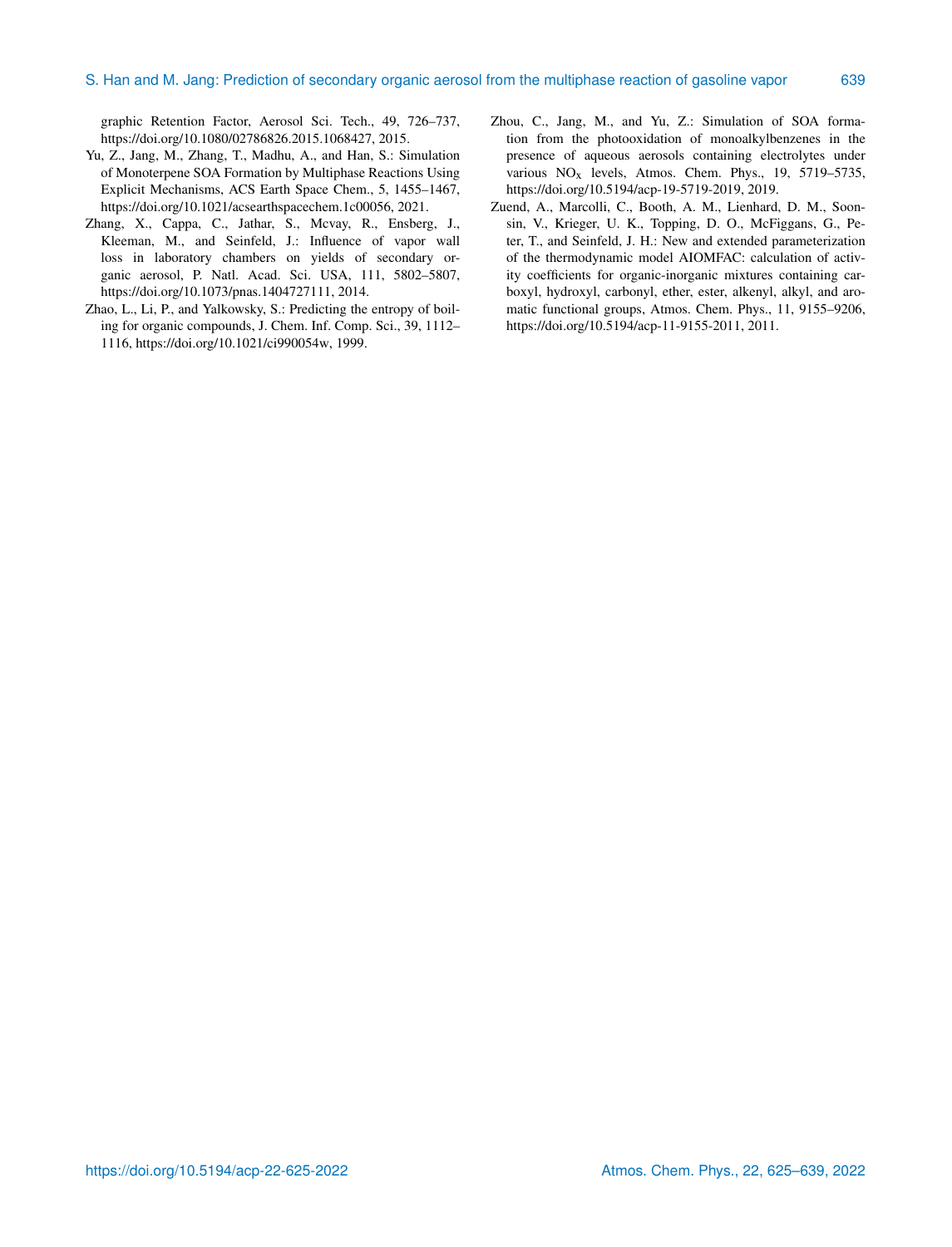graphic Retention Factor, Aerosol Sci. Tech., 49, 726–737, https://doi.org/10.1080/02786826.2015.1068427, 2015.

Yu, Z., Jang, M., Zhang, T., Madhu, A., and Han, S.: Simulation of Monoterpene SOA Formation by Multiphase Reactions Using Explicit Mechanisms, ACS Earth Space Chem., 5, 1455–1467, https://doi.org/10.1021/acsearthspacechem.1c00056, 2021.

Zhang, X., Cappa, C., Jathar, S., Mcvay, R., Ensberg, J., Kleeman, M., and Seinfeld, J.: Influence of vapor wall loss in laboratory chambers on yields of secondary organic aerosol, P. Natl. Acad. Sci. USA, 111, 5802–5807, https://doi.org/10.1073/pnas.1404727111, 2014.

Zhao, L., Li, P., and Yalkowsky, S.: Predicting the entropy of boiling for organic compounds, J. Chem. Inf. Comp. Sci., 39, 1112–1116, https://doi.org/10.1021/ci990054w, 1999.

Zhou, C., Jang, M., and Yu, Z.: Simulation of SOA formation from the photooxidation of monoalkylbenzenes in the presence of aqueous aerosols containing electrolytes under various $NO_x$ levels, Atmos. Chem. Phys., 19, 5719–5735, https://doi.org/10.5194/acp-19-5719-2019, 2019.

Zuend, A., Marcolli, C., Booth, A. M., Lienhard, D. M., Soonsin, V., Krieger, U. K., Topping, D. O., McFiggans, G., Peter, T., and Seinfeld, J. H.: New and extended parameterization of the thermodynamic model AIOMFAC: calculation of activity coefficients for organic-inorganic mixtures containing carboxyl, hydroxyl, carbonyl, ether, ester, alkenyl, alkyl, and aromatic functional groups, Atmos. Chem. Phys., 11, 9155–9206, https://doi.org/10.5194/acp-11-9155-2011, 2011.